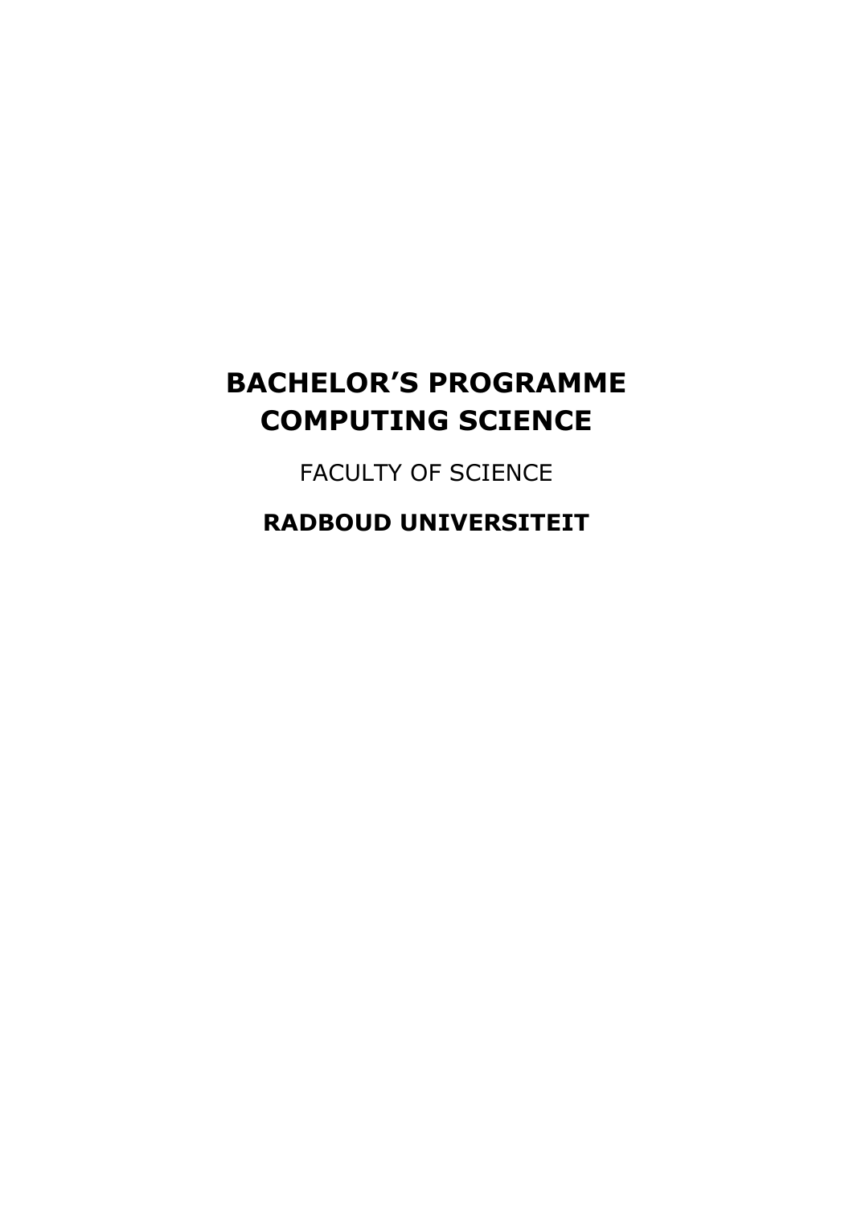# BACHELOR'S PROGRAMME COMPUTING SCIENCE

FACULTY OF SCIENCE

**RADBOUD UNIVERSITEIT**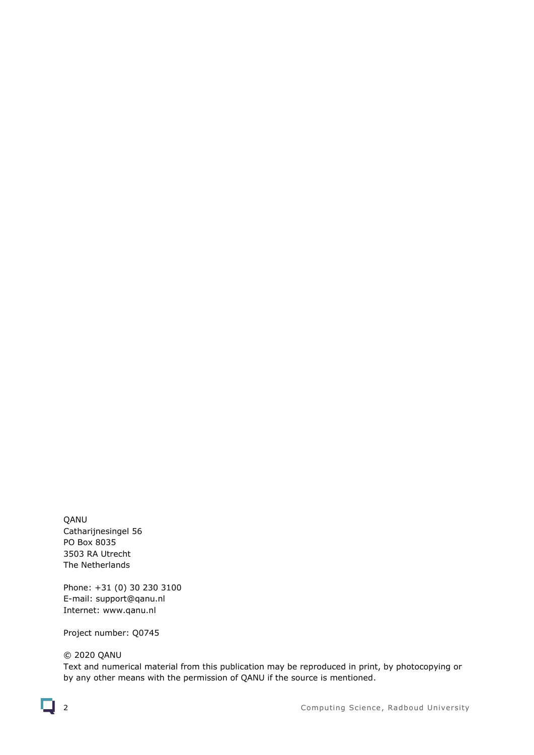QANU
Catharijnesingel 56
PO Box 8035
3503 RA Utrecht
The Netherlands

Phone: +31 (0) 30 230 3100
E-mail: support@qanu.nl
Internet: www.qanu.nl

Project number: Q0745

© 2020 QANU
Text and numerical material from this publication may be reproduced in print, by photocopying or by any other means with the permission of QANU if the source is mentioned.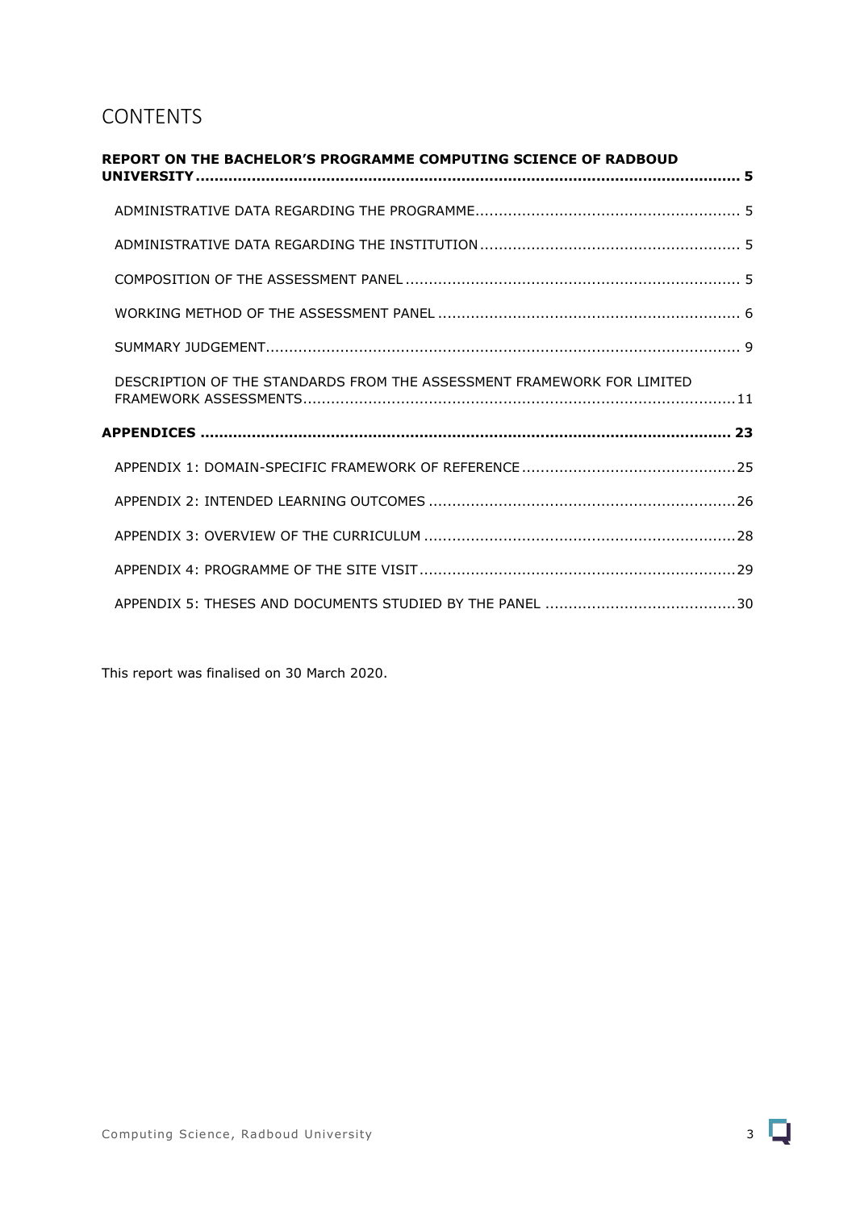# CONTENTS

**REPORT ON THE BACHELOR'S PROGRAMME COMPUTING SCIENCE OF RADBOUD UNIVERSITY ..... 5**

- ADMINISTRATIVE DATA REGARDING THE PROGRAMME ..... 5
- ADMINISTRATIVE DATA REGARDING THE INSTITUTION ..... 5
- COMPOSITION OF THE ASSESSMENT PANEL ..... 5
- WORKING METHOD OF THE ASSESSMENT PANEL ..... 6
- SUMMARY JUDGEMENT ..... 9
- DESCRIPTION OF THE STANDARDS FROM THE ASSESSMENT FRAMEWORK FOR LIMITED FRAMEWORK ASSESSMENTS ..... 11

**APPENDICES ..... 23**

- APPENDIX 1: DOMAIN-SPECIFIC FRAMEWORK OF REFERENCE ..... 25
- APPENDIX 2: INTENDED LEARNING OUTCOMES ..... 26
- APPENDIX 3: OVERVIEW OF THE CURRICULUM ..... 28
- APPENDIX 4: PROGRAMME OF THE SITE VISIT ..... 29
- APPENDIX 5: THESES AND DOCUMENTS STUDIED BY THE PANEL ..... 30

This report was finalised on 30 March 2020.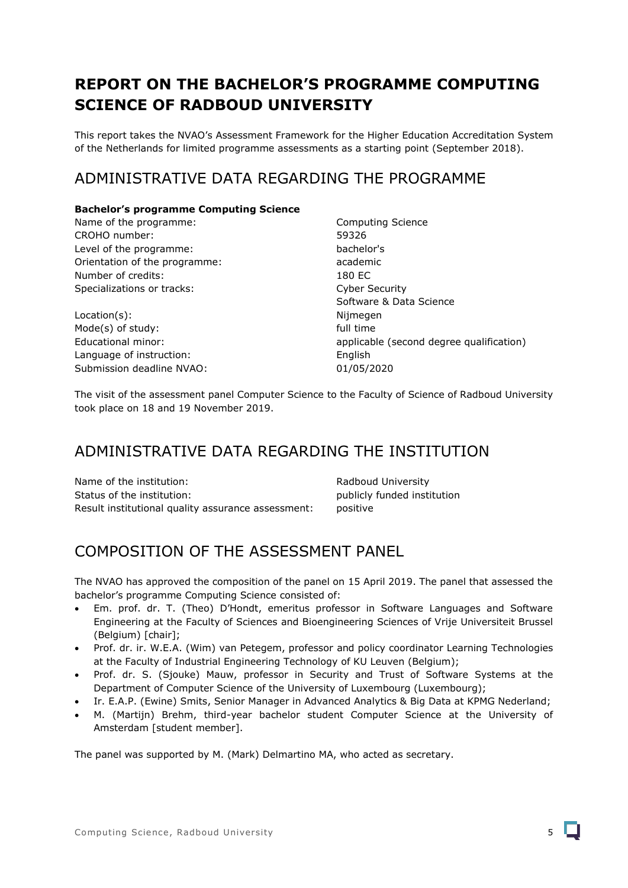# REPORT ON THE BACHELOR'S PROGRAMME COMPUTING SCIENCE OF RADBOUD UNIVERSITY

This report takes the NVAO's Assessment Framework for the Higher Education Accreditation System of the Netherlands for limited programme assessments as a starting point (September 2018).

## ADMINISTRATIVE DATA REGARDING THE PROGRAMME

**Bachelor's programme Computing Science**

| | |
|---|---|
| Name of the programme: | Computing Science |
| CROHO number: | 59326 |
| Level of the programme: | bachelor's |
| Orientation of the programme: | academic |
| Number of credits: | 180 EC |
| Specializations or tracks: | Cyber Security<br>Software & Data Science |
| Location(s): | Nijmegen |
| Mode(s) of study: | full time |
| Educational minor: | applicable (second degree qualification) |
| Language of instruction: | English |
| Submission deadline NVAO: | 01/05/2020 |

The visit of the assessment panel Computer Science to the Faculty of Science of Radboud University took place on 18 and 19 November 2019.

## ADMINISTRATIVE DATA REGARDING THE INSTITUTION

| | |
|---|---|
| Name of the institution: | Radboud University |
| Status of the institution: | publicly funded institution |
| Result institutional quality assurance assessment: | positive |

## COMPOSITION OF THE ASSESSMENT PANEL

The NVAO has approved the composition of the panel on 15 April 2019. The panel that assessed the bachelor's programme Computing Science consisted of:

- Em. prof. dr. T. (Theo) D'Hondt, emeritus professor in Software Languages and Software Engineering at the Faculty of Sciences and Bioengineering Sciences of Vrije Universiteit Brussel (Belgium) [chair];
- Prof. dr. ir. W.E.A. (Wim) van Petegem, professor and policy coordinator Learning Technologies at the Faculty of Industrial Engineering Technology of KU Leuven (Belgium);
- Prof. dr. S. (Sjouke) Mauw, professor in Security and Trust of Software Systems at the Department of Computer Science of the University of Luxembourg (Luxembourg);
- Ir. E.A.P. (Ewine) Smits, Senior Manager in Advanced Analytics & Big Data at KPMG Nederland;
- M. (Martijn) Brehm, third-year bachelor student Computer Science at the University of Amsterdam [student member].

The panel was supported by M. (Mark) Delmartino MA, who acted as secretary.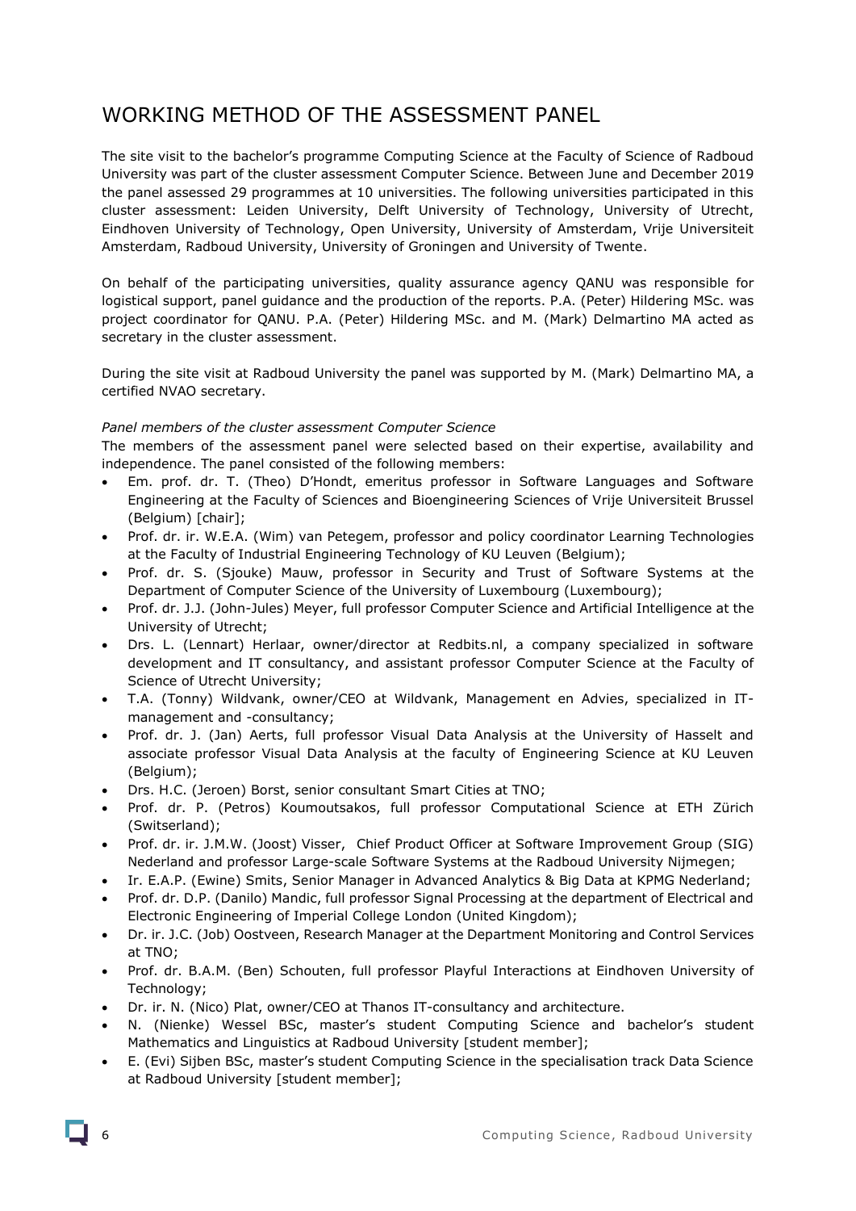# WORKING METHOD OF THE ASSESSMENT PANEL

The site visit to the bachelor's programme Computing Science at the Faculty of Science of Radboud University was part of the cluster assessment Computer Science. Between June and December 2019 the panel assessed 29 programmes at 10 universities. The following universities participated in this cluster assessment: Leiden University, Delft University of Technology, University of Utrecht, Eindhoven University of Technology, Open University, University of Amsterdam, Vrije Universiteit Amsterdam, Radboud University, University of Groningen and University of Twente.

On behalf of the participating universities, quality assurance agency QANU was responsible for logistical support, panel guidance and the production of the reports. P.A. (Peter) Hildering MSc. was project coordinator for QANU. P.A. (Peter) Hildering MSc. and M. (Mark) Delmartino MA acted as secretary in the cluster assessment.

During the site visit at Radboud University the panel was supported by M. (Mark) Delmartino MA, a certified NVAO secretary.

*Panel members of the cluster assessment Computer Science*

The members of the assessment panel were selected based on their expertise, availability and independence. The panel consisted of the following members:

- Em. prof. dr. T. (Theo) D'Hondt, emeritus professor in Software Languages and Software Engineering at the Faculty of Sciences and Bioengineering Sciences of Vrije Universiteit Brussel (Belgium) [chair];
- Prof. dr. ir. W.E.A. (Wim) van Petegem, professor and policy coordinator Learning Technologies at the Faculty of Industrial Engineering Technology of KU Leuven (Belgium);
- Prof. dr. S. (Sjouke) Mauw, professor in Security and Trust of Software Systems at the Department of Computer Science of the University of Luxembourg (Luxembourg);
- Prof. dr. J.J. (John-Jules) Meyer, full professor Computer Science and Artificial Intelligence at the University of Utrecht;
- Drs. L. (Lennart) Herlaar, owner/director at Redbits.nl, a company specialized in software development and IT consultancy, and assistant professor Computer Science at the Faculty of Science of Utrecht University;
- T.A. (Tonny) Wildvank, owner/CEO at Wildvank, Management en Advies, specialized in IT-management and -consultancy;
- Prof. dr. J. (Jan) Aerts, full professor Visual Data Analysis at the University of Hasselt and associate professor Visual Data Analysis at the faculty of Engineering Science at KU Leuven (Belgium);
- Drs. H.C. (Jeroen) Borst, senior consultant Smart Cities at TNO;
- Prof. dr. P. (Petros) Koumoutsakos, full professor Computational Science at ETH Zürich (Switserland);
- Prof. dr. ir. J.M.W. (Joost) Visser, Chief Product Officer at Software Improvement Group (SIG) Nederland and professor Large-scale Software Systems at the Radboud University Nijmegen;
- Ir. E.A.P. (Ewine) Smits, Senior Manager in Advanced Analytics & Big Data at KPMG Nederland;
- Prof. dr. D.P. (Danilo) Mandic, full professor Signal Processing at the department of Electrical and Electronic Engineering of Imperial College London (United Kingdom);
- Dr. ir. J.C. (Job) Oostveen, Research Manager at the Department Monitoring and Control Services at TNO;
- Prof. dr. B.A.M. (Ben) Schouten, full professor Playful Interactions at Eindhoven University of Technology;
- Dr. ir. N. (Nico) Plat, owner/CEO at Thanos IT-consultancy and architecture.
- N. (Nienke) Wessel BSc, master's student Computing Science and bachelor's student Mathematics and Linguistics at Radboud University [student member];
- E. (Evi) Sijben BSc, master's student Computing Science in the specialisation track Data Science at Radboud University [student member];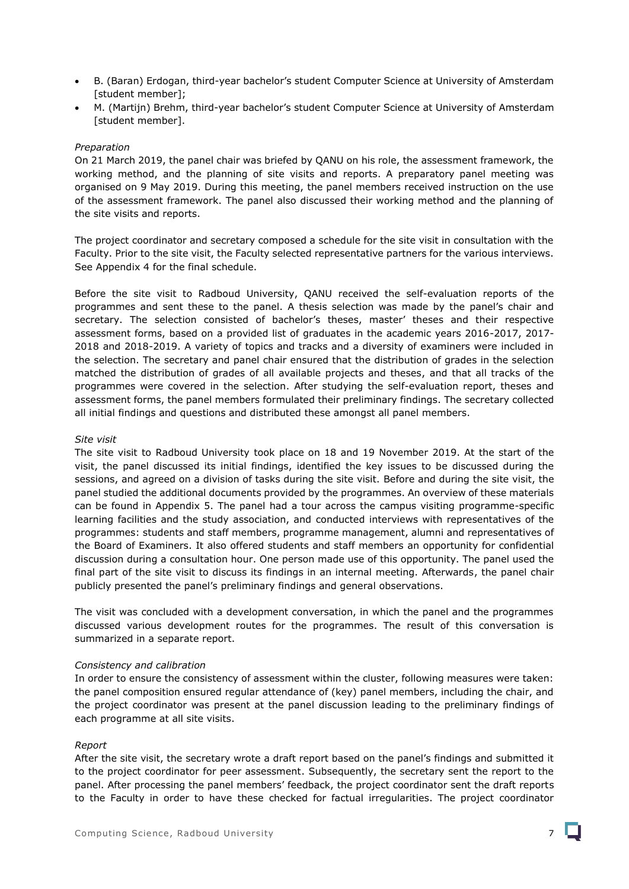- B. (Baran) Erdogan, third-year bachelor's student Computer Science at University of Amsterdam [student member];
- M. (Martijn) Brehm, third-year bachelor's student Computer Science at University of Amsterdam [student member].

*Preparation*

On 21 March 2019, the panel chair was briefed by QANU on his role, the assessment framework, the working method, and the planning of site visits and reports. A preparatory panel meeting was organised on 9 May 2019. During this meeting, the panel members received instruction on the use of the assessment framework. The panel also discussed their working method and the planning of the site visits and reports.

The project coordinator and secretary composed a schedule for the site visit in consultation with the Faculty. Prior to the site visit, the Faculty selected representative partners for the various interviews. See Appendix 4 for the final schedule.

Before the site visit to Radboud University, QANU received the self-evaluation reports of the programmes and sent these to the panel. A thesis selection was made by the panel's chair and secretary. The selection consisted of bachelor's theses, master' theses and their respective assessment forms, based on a provided list of graduates in the academic years 2016-2017, 2017-2018 and 2018-2019. A variety of topics and tracks and a diversity of examiners were included in the selection. The secretary and panel chair ensured that the distribution of grades in the selection matched the distribution of grades of all available projects and theses, and that all tracks of the programmes were covered in the selection. After studying the self-evaluation report, theses and assessment forms, the panel members formulated their preliminary findings. The secretary collected all initial findings and questions and distributed these amongst all panel members.

*Site visit*

The site visit to Radboud University took place on 18 and 19 November 2019. At the start of the visit, the panel discussed its initial findings, identified the key issues to be discussed during the sessions, and agreed on a division of tasks during the site visit. Before and during the site visit, the panel studied the additional documents provided by the programmes. An overview of these materials can be found in Appendix 5. The panel had a tour across the campus visiting programme-specific learning facilities and the study association, and conducted interviews with representatives of the programmes: students and staff members, programme management, alumni and representatives of the Board of Examiners. It also offered students and staff members an opportunity for confidential discussion during a consultation hour. One person made use of this opportunity. The panel used the final part of the site visit to discuss its findings in an internal meeting. Afterwards, the panel chair publicly presented the panel's preliminary findings and general observations.

The visit was concluded with a development conversation, in which the panel and the programmes discussed various development routes for the programmes. The result of this conversation is summarized in a separate report.

*Consistency and calibration*

In order to ensure the consistency of assessment within the cluster, following measures were taken: the panel composition ensured regular attendance of (key) panel members, including the chair, and the project coordinator was present at the panel discussion leading to the preliminary findings of each programme at all site visits.

*Report*

After the site visit, the secretary wrote a draft report based on the panel's findings and submitted it to the project coordinator for peer assessment. Subsequently, the secretary sent the report to the panel. After processing the panel members' feedback, the project coordinator sent the draft reports to the Faculty in order to have these checked for factual irregularities. The project coordinator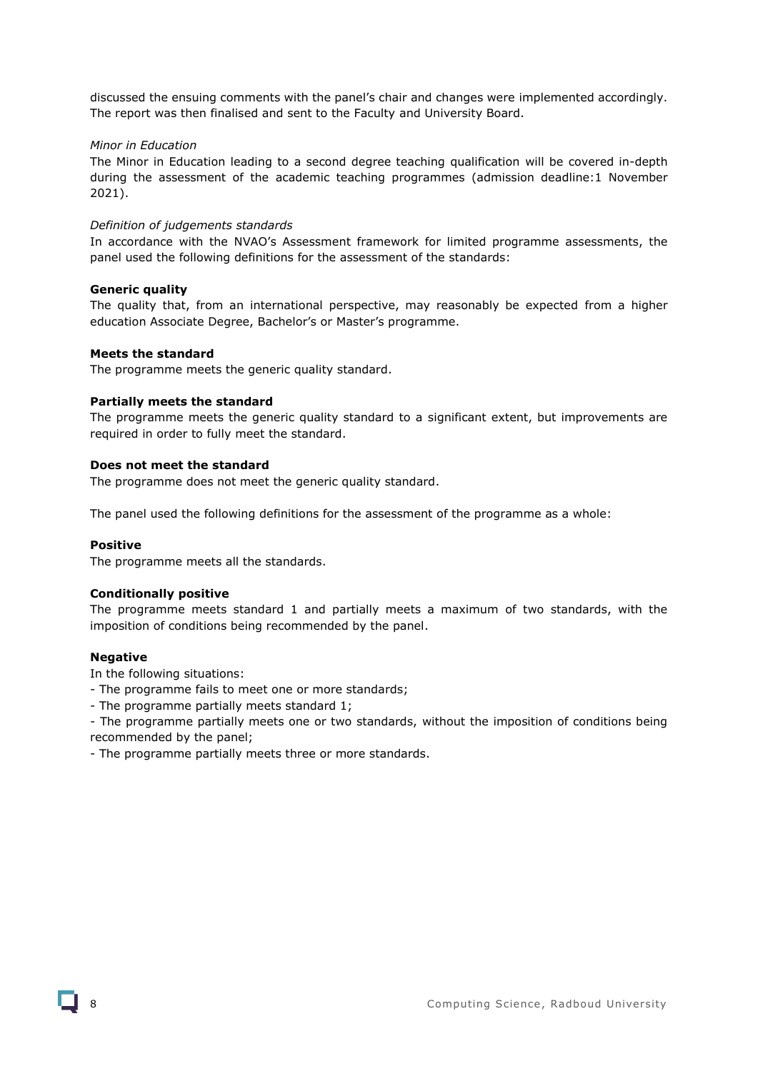discussed the ensuing comments with the panel's chair and changes were implemented accordingly. The report was then finalised and sent to the Faculty and University Board.

*Minor in Education*

The Minor in Education leading to a second degree teaching qualification will be covered in-depth during the assessment of the academic teaching programmes (admission deadline:1 November 2021).

*Definition of judgements standards*

In accordance with the NVAO's Assessment framework for limited programme assessments, the panel used the following definitions for the assessment of the standards:

**Generic quality**

The quality that, from an international perspective, may reasonably be expected from a higher education Associate Degree, Bachelor's or Master's programme.

**Meets the standard**

The programme meets the generic quality standard.

**Partially meets the standard**

The programme meets the generic quality standard to a significant extent, but improvements are required in order to fully meet the standard.

**Does not meet the standard**

The programme does not meet the generic quality standard.

The panel used the following definitions for the assessment of the programme as a whole:

**Positive**

The programme meets all the standards.

**Conditionally positive**

The programme meets standard 1 and partially meets a maximum of two standards, with the imposition of conditions being recommended by the panel.

**Negative**

In the following situations:

- The programme fails to meet one or more standards;
- The programme partially meets standard 1;
- The programme partially meets one or two standards, without the imposition of conditions being recommended by the panel;
- The programme partially meets three or more standards.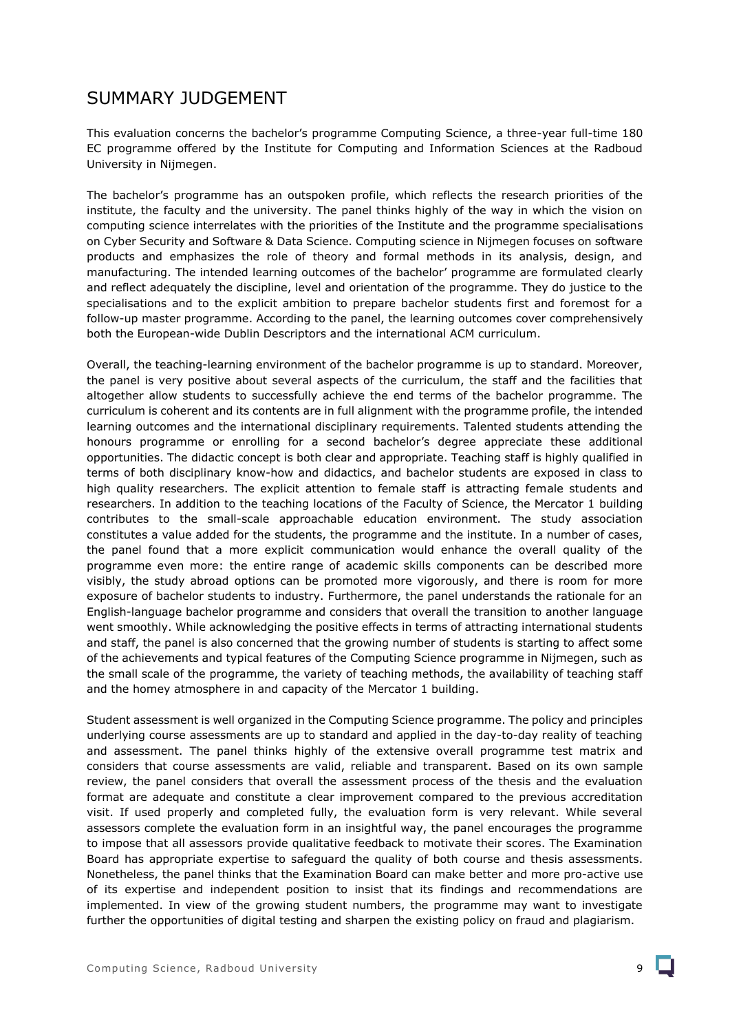# SUMMARY JUDGEMENT

This evaluation concerns the bachelor's programme Computing Science, a three-year full-time 180 EC programme offered by the Institute for Computing and Information Sciences at the Radboud University in Nijmegen.

The bachelor's programme has an outspoken profile, which reflects the research priorities of the institute, the faculty and the university. The panel thinks highly of the way in which the vision on computing science interrelates with the priorities of the Institute and the programme specialisations on Cyber Security and Software & Data Science. Computing science in Nijmegen focuses on software products and emphasizes the role of theory and formal methods in its analysis, design, and manufacturing. The intended learning outcomes of the bachelor' programme are formulated clearly and reflect adequately the discipline, level and orientation of the programme. They do justice to the specialisations and to the explicit ambition to prepare bachelor students first and foremost for a follow-up master programme. According to the panel, the learning outcomes cover comprehensively both the European-wide Dublin Descriptors and the international ACM curriculum.

Overall, the teaching-learning environment of the bachelor programme is up to standard. Moreover, the panel is very positive about several aspects of the curriculum, the staff and the facilities that altogether allow students to successfully achieve the end terms of the bachelor programme. The curriculum is coherent and its contents are in full alignment with the programme profile, the intended learning outcomes and the international disciplinary requirements. Talented students attending the honours programme or enrolling for a second bachelor's degree appreciate these additional opportunities. The didactic concept is both clear and appropriate. Teaching staff is highly qualified in terms of both disciplinary know-how and didactics, and bachelor students are exposed in class to high quality researchers. The explicit attention to female staff is attracting female students and researchers. In addition to the teaching locations of the Faculty of Science, the Mercator 1 building contributes to the small-scale approachable education environment. The study association constitutes a value added for the students, the programme and the institute. In a number of cases, the panel found that a more explicit communication would enhance the overall quality of the programme even more: the entire range of academic skills components can be described more visibly, the study abroad options can be promoted more vigorously, and there is room for more exposure of bachelor students to industry. Furthermore, the panel understands the rationale for an English-language bachelor programme and considers that overall the transition to another language went smoothly. While acknowledging the positive effects in terms of attracting international students and staff, the panel is also concerned that the growing number of students is starting to affect some of the achievements and typical features of the Computing Science programme in Nijmegen, such as the small scale of the programme, the variety of teaching methods, the availability of teaching staff and the homey atmosphere in and capacity of the Mercator 1 building.

Student assessment is well organized in the Computing Science programme. The policy and principles underlying course assessments are up to standard and applied in the day-to-day reality of teaching and assessment. The panel thinks highly of the extensive overall programme test matrix and considers that course assessments are valid, reliable and transparent. Based on its own sample review, the panel considers that overall the assessment process of the thesis and the evaluation format are adequate and constitute a clear improvement compared to the previous accreditation visit. If used properly and completed fully, the evaluation form is very relevant. While several assessors complete the evaluation form in an insightful way, the panel encourages the programme to impose that all assessors provide qualitative feedback to motivate their scores. The Examination Board has appropriate expertise to safeguard the quality of both course and thesis assessments. Nonetheless, the panel thinks that the Examination Board can make better and more pro-active use of its expertise and independent position to insist that its findings and recommendations are implemented. In view of the growing student numbers, the programme may want to investigate further the opportunities of digital testing and sharpen the existing policy on fraud and plagiarism.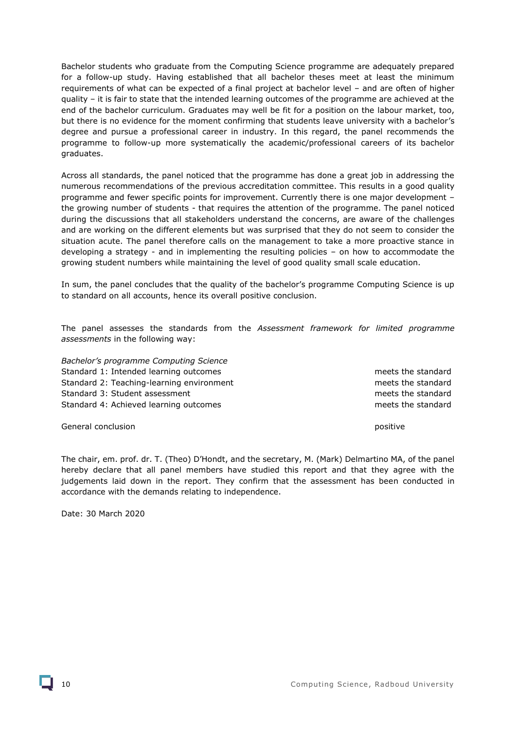Bachelor students who graduate from the Computing Science programme are adequately prepared for a follow-up study. Having established that all bachelor theses meet at least the minimum requirements of what can be expected of a final project at bachelor level – and are often of higher quality – it is fair to state that the intended learning outcomes of the programme are achieved at the end of the bachelor curriculum. Graduates may well be fit for a position on the labour market, too, but there is no evidence for the moment confirming that students leave university with a bachelor's degree and pursue a professional career in industry. In this regard, the panel recommends the programme to follow-up more systematically the academic/professional careers of its bachelor graduates.

Across all standards, the panel noticed that the programme has done a great job in addressing the numerous recommendations of the previous accreditation committee. This results in a good quality programme and fewer specific points for improvement. Currently there is one major development – the growing number of students - that requires the attention of the programme. The panel noticed during the discussions that all stakeholders understand the concerns, are aware of the challenges and are working on the different elements but was surprised that they do not seem to consider the situation acute. The panel therefore calls on the management to take a more proactive stance in developing a strategy - and in implementing the resulting policies – on how to accommodate the growing student numbers while maintaining the level of good quality small scale education.

In sum, the panel concludes that the quality of the bachelor's programme Computing Science is up to standard on all accounts, hence its overall positive conclusion.

The panel assesses the standards from the *Assessment framework for limited programme assessments* in the following way:

| *Bachelor's programme Computing Science* | |
|---|---|
| Standard 1: Intended learning outcomes | meets the standard |
| Standard 2: Teaching-learning environment | meets the standard |
| Standard 3: Student assessment | meets the standard |
| Standard 4: Achieved learning outcomes | meets the standard |
| | |
| General conclusion | positive |

The chair, em. prof. dr. T. (Theo) D'Hondt, and the secretary, M. (Mark) Delmartino MA, of the panel hereby declare that all panel members have studied this report and that they agree with the judgements laid down in the report. They confirm that the assessment has been conducted in accordance with the demands relating to independence.

Date: 30 March 2020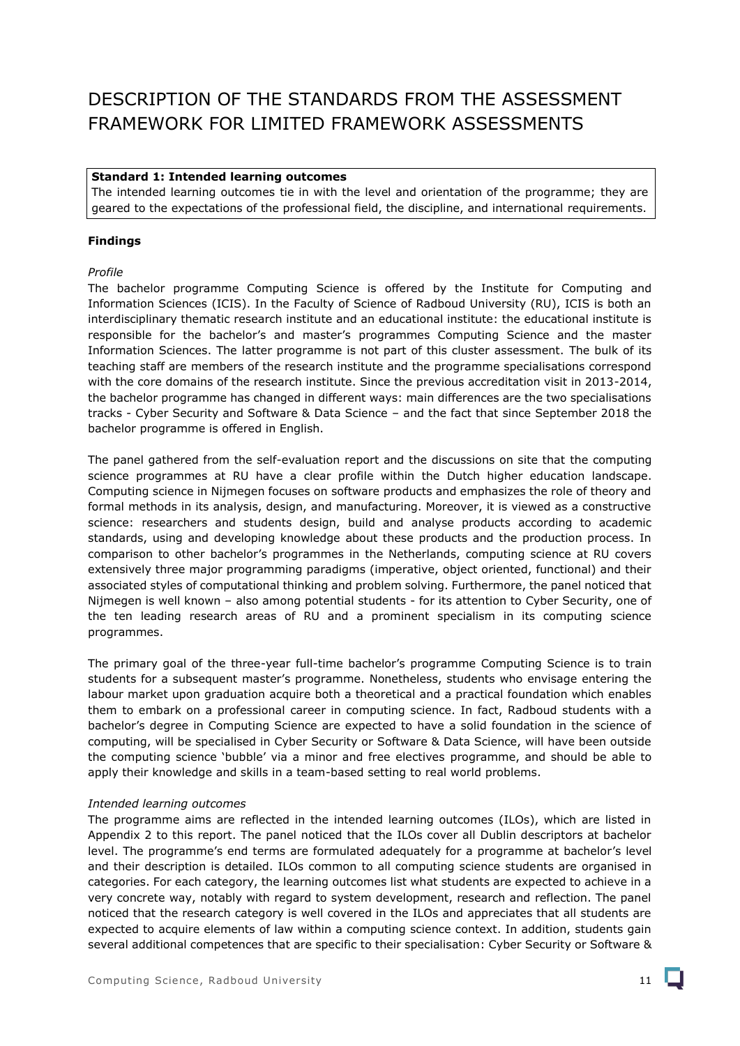# DESCRIPTION OF THE STANDARDS FROM THE ASSESSMENT FRAMEWORK FOR LIMITED FRAMEWORK ASSESSMENTS

**Standard 1: Intended learning outcomes**
The intended learning outcomes tie in with the level and orientation of the programme; they are geared to the expectations of the professional field, the discipline, and international requirements.

**Findings**

*Profile*
The bachelor programme Computing Science is offered by the Institute for Computing and Information Sciences (ICIS). In the Faculty of Science of Radboud University (RU), ICIS is both an interdisciplinary thematic research institute and an educational institute: the educational institute is responsible for the bachelor's and master's programmes Computing Science and the master Information Sciences. The latter programme is not part of this cluster assessment. The bulk of its teaching staff are members of the research institute and the programme specialisations correspond with the core domains of the research institute. Since the previous accreditation visit in 2013-2014, the bachelor programme has changed in different ways: main differences are the two specialisations tracks - Cyber Security and Software & Data Science – and the fact that since September 2018 the bachelor programme is offered in English.

The panel gathered from the self-evaluation report and the discussions on site that the computing science programmes at RU have a clear profile within the Dutch higher education landscape. Computing science in Nijmegen focuses on software products and emphasizes the role of theory and formal methods in its analysis, design, and manufacturing. Moreover, it is viewed as a constructive science: researchers and students design, build and analyse products according to academic standards, using and developing knowledge about these products and the production process. In comparison to other bachelor's programmes in the Netherlands, computing science at RU covers extensively three major programming paradigms (imperative, object oriented, functional) and their associated styles of computational thinking and problem solving. Furthermore, the panel noticed that Nijmegen is well known – also among potential students - for its attention to Cyber Security, one of the ten leading research areas of RU and a prominent specialism in its computing science programmes.

The primary goal of the three-year full-time bachelor's programme Computing Science is to train students for a subsequent master's programme. Nonetheless, students who envisage entering the labour market upon graduation acquire both a theoretical and a practical foundation which enables them to embark on a professional career in computing science. In fact, Radboud students with a bachelor's degree in Computing Science are expected to have a solid foundation in the science of computing, will be specialised in Cyber Security or Software & Data Science, will have been outside the computing science 'bubble' via a minor and free electives programme, and should be able to apply their knowledge and skills in a team-based setting to real world problems.

*Intended learning outcomes*
The programme aims are reflected in the intended learning outcomes (ILOs), which are listed in Appendix 2 to this report. The panel noticed that the ILOs cover all Dublin descriptors at bachelor level. The programme's end terms are formulated adequately for a programme at bachelor's level and their description is detailed. ILOs common to all computing science students are organised in categories. For each category, the learning outcomes list what students are expected to achieve in a very concrete way, notably with regard to system development, research and reflection. The panel noticed that the research category is well covered in the ILOs and appreciates that all students are expected to acquire elements of law within a computing science context. In addition, students gain several additional competences that are specific to their specialisation: Cyber Security or Software &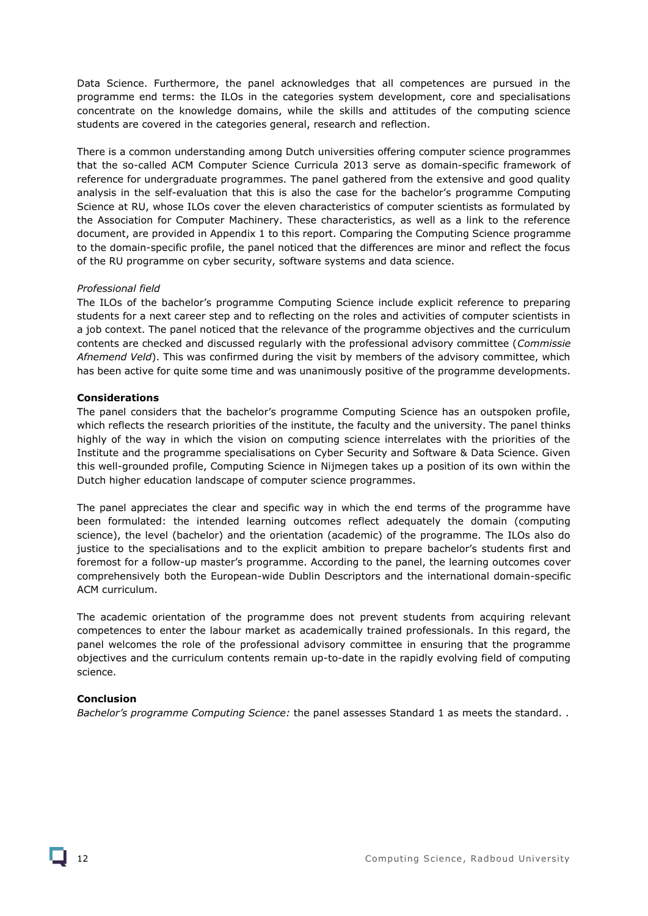Data Science. Furthermore, the panel acknowledges that all competences are pursued in the programme end terms: the ILOs in the categories system development, core and specialisations concentrate on the knowledge domains, while the skills and attitudes of the computing science students are covered in the categories general, research and reflection.

There is a common understanding among Dutch universities offering computer science programmes that the so-called ACM Computer Science Curricula 2013 serve as domain-specific framework of reference for undergraduate programmes. The panel gathered from the extensive and good quality analysis in the self-evaluation that this is also the case for the bachelor's programme Computing Science at RU, whose ILOs cover the eleven characteristics of computer scientists as formulated by the Association for Computer Machinery. These characteristics, as well as a link to the reference document, are provided in Appendix 1 to this report. Comparing the Computing Science programme to the domain-specific profile, the panel noticed that the differences are minor and reflect the focus of the RU programme on cyber security, software systems and data science.

*Professional field*

The ILOs of the bachelor's programme Computing Science include explicit reference to preparing students for a next career step and to reflecting on the roles and activities of computer scientists in a job context. The panel noticed that the relevance of the programme objectives and the curriculum contents are checked and discussed regularly with the professional advisory committee (*Commissie Afnemend Veld*). This was confirmed during the visit by members of the advisory committee, which has been active for quite some time and was unanimously positive of the programme developments.

**Considerations**

The panel considers that the bachelor's programme Computing Science has an outspoken profile, which reflects the research priorities of the institute, the faculty and the university. The panel thinks highly of the way in which the vision on computing science interrelates with the priorities of the Institute and the programme specialisations on Cyber Security and Software & Data Science. Given this well-grounded profile, Computing Science in Nijmegen takes up a position of its own within the Dutch higher education landscape of computer science programmes.

The panel appreciates the clear and specific way in which the end terms of the programme have been formulated: the intended learning outcomes reflect adequately the domain (computing science), the level (bachelor) and the orientation (academic) of the programme. The ILOs also do justice to the specialisations and to the explicit ambition to prepare bachelor's students first and foremost for a follow-up master's programme. According to the panel, the learning outcomes cover comprehensively both the European-wide Dublin Descriptors and the international domain-specific ACM curriculum.

The academic orientation of the programme does not prevent students from acquiring relevant competences to enter the labour market as academically trained professionals. In this regard, the panel welcomes the role of the professional advisory committee in ensuring that the programme objectives and the curriculum contents remain up-to-date in the rapidly evolving field of computing science.

**Conclusion**

*Bachelor's programme Computing Science:* the panel assesses Standard 1 as meets the standard. .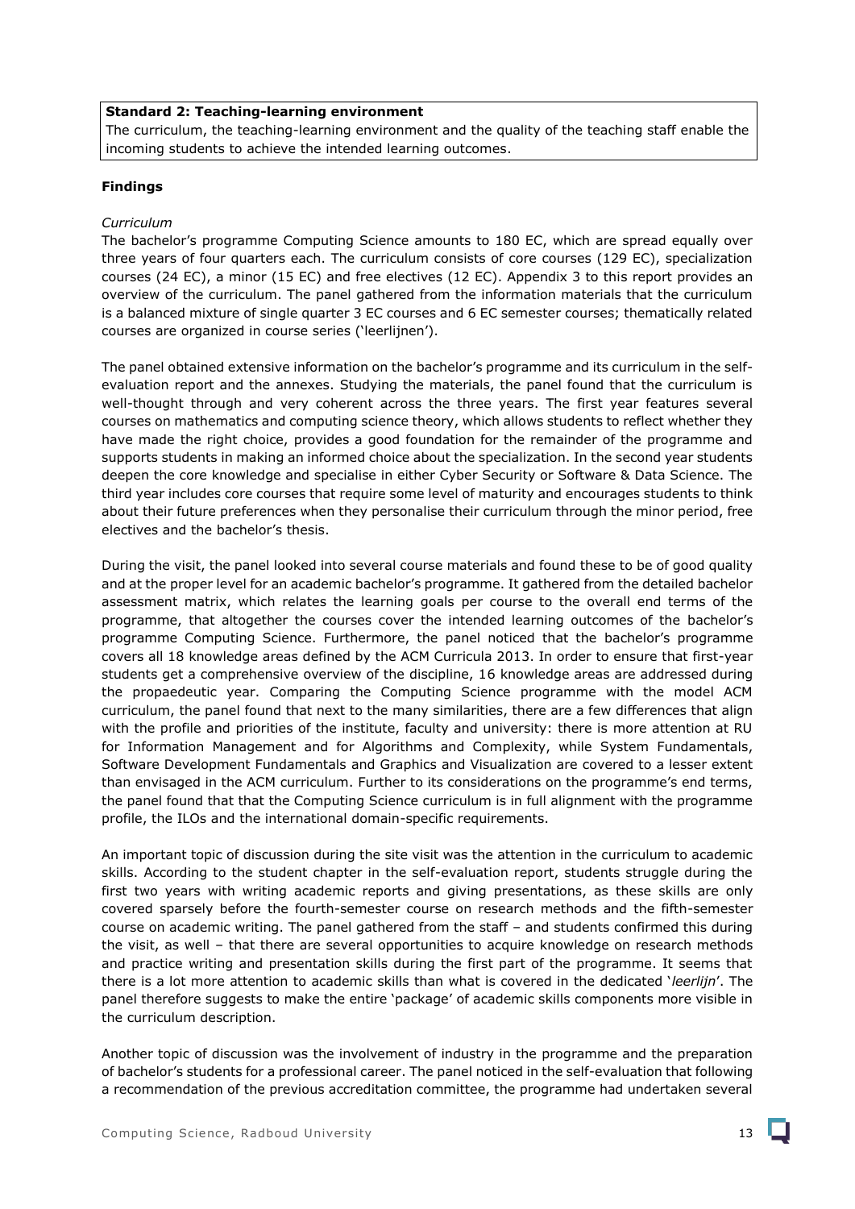**Standard 2: Teaching-learning environment**

The curriculum, the teaching-learning environment and the quality of the teaching staff enable the incoming students to achieve the intended learning outcomes.

**Findings**

*Curriculum*

The bachelor's programme Computing Science amounts to 180 EC, which are spread equally over three years of four quarters each. The curriculum consists of core courses (129 EC), specialization courses (24 EC), a minor (15 EC) and free electives (12 EC). Appendix 3 to this report provides an overview of the curriculum. The panel gathered from the information materials that the curriculum is a balanced mixture of single quarter 3 EC courses and 6 EC semester courses; thematically related courses are organized in course series ('leerlijnen').

The panel obtained extensive information on the bachelor's programme and its curriculum in the self-evaluation report and the annexes. Studying the materials, the panel found that the curriculum is well-thought through and very coherent across the three years. The first year features several courses on mathematics and computing science theory, which allows students to reflect whether they have made the right choice, provides a good foundation for the remainder of the programme and supports students in making an informed choice about the specialization. In the second year students deepen the core knowledge and specialise in either Cyber Security or Software & Data Science. The third year includes core courses that require some level of maturity and encourages students to think about their future preferences when they personalise their curriculum through the minor period, free electives and the bachelor's thesis.

During the visit, the panel looked into several course materials and found these to be of good quality and at the proper level for an academic bachelor's programme. It gathered from the detailed bachelor assessment matrix, which relates the learning goals per course to the overall end terms of the programme, that altogether the courses cover the intended learning outcomes of the bachelor's programme Computing Science. Furthermore, the panel noticed that the bachelor's programme covers all 18 knowledge areas defined by the ACM Curricula 2013. In order to ensure that first-year students get a comprehensive overview of the discipline, 16 knowledge areas are addressed during the propaedeutic year. Comparing the Computing Science programme with the model ACM curriculum, the panel found that next to the many similarities, there are a few differences that align with the profile and priorities of the institute, faculty and university: there is more attention at RU for Information Management and for Algorithms and Complexity, while System Fundamentals, Software Development Fundamentals and Graphics and Visualization are covered to a lesser extent than envisaged in the ACM curriculum. Further to its considerations on the programme's end terms, the panel found that that the Computing Science curriculum is in full alignment with the programme profile, the ILOs and the international domain-specific requirements.

An important topic of discussion during the site visit was the attention in the curriculum to academic skills. According to the student chapter in the self-evaluation report, students struggle during the first two years with writing academic reports and giving presentations, as these skills are only covered sparsely before the fourth-semester course on research methods and the fifth-semester course on academic writing. The panel gathered from the staff – and students confirmed this during the visit, as well – that there are several opportunities to acquire knowledge on research methods and practice writing and presentation skills during the first part of the programme. It seems that there is a lot more attention to academic skills than what is covered in the dedicated '*leerlijn*'. The panel therefore suggests to make the entire 'package' of academic skills components more visible in the curriculum description.

Another topic of discussion was the involvement of industry in the programme and the preparation of bachelor's students for a professional career. The panel noticed in the self-evaluation that following a recommendation of the previous accreditation committee, the programme had undertaken several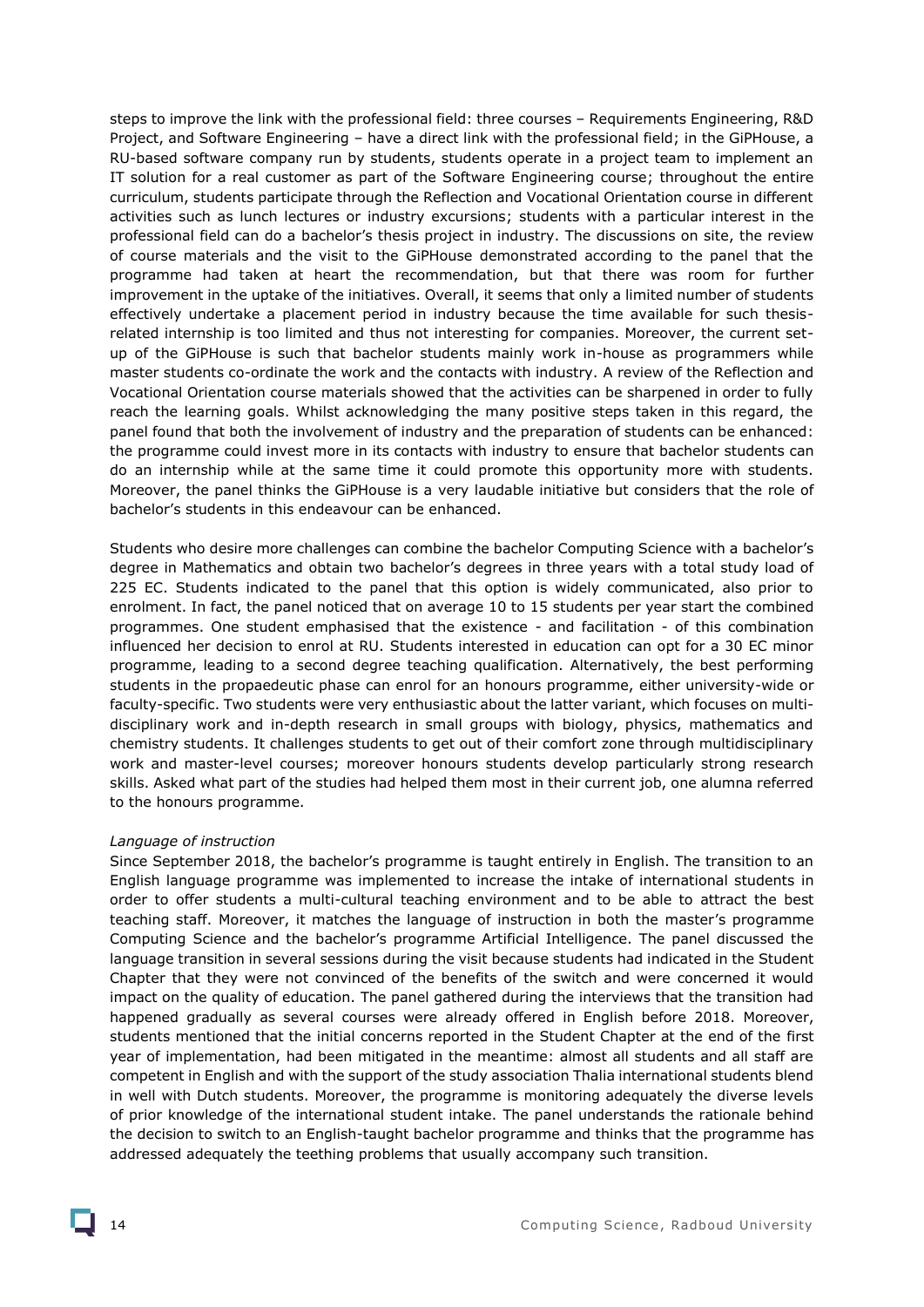steps to improve the link with the professional field: three courses – Requirements Engineering, R&D Project, and Software Engineering – have a direct link with the professional field; in the GiPHouse, a RU-based software company run by students, students operate in a project team to implement an IT solution for a real customer as part of the Software Engineering course; throughout the entire curriculum, students participate through the Reflection and Vocational Orientation course in different activities such as lunch lectures or industry excursions; students with a particular interest in the professional field can do a bachelor's thesis project in industry. The discussions on site, the review of course materials and the visit to the GiPHouse demonstrated according to the panel that the programme had taken at heart the recommendation, but that there was room for further improvement in the uptake of the initiatives. Overall, it seems that only a limited number of students effectively undertake a placement period in industry because the time available for such thesis-related internship is too limited and thus not interesting for companies. Moreover, the current set-up of the GiPHouse is such that bachelor students mainly work in-house as programmers while master students co-ordinate the work and the contacts with industry. A review of the Reflection and Vocational Orientation course materials showed that the activities can be sharpened in order to fully reach the learning goals. Whilst acknowledging the many positive steps taken in this regard, the panel found that both the involvement of industry and the preparation of students can be enhanced: the programme could invest more in its contacts with industry to ensure that bachelor students can do an internship while at the same time it could promote this opportunity more with students. Moreover, the panel thinks the GiPHouse is a very laudable initiative but considers that the role of bachelor's students in this endeavour can be enhanced.

Students who desire more challenges can combine the bachelor Computing Science with a bachelor's degree in Mathematics and obtain two bachelor's degrees in three years with a total study load of 225 EC. Students indicated to the panel that this option is widely communicated, also prior to enrolment. In fact, the panel noticed that on average 10 to 15 students per year start the combined programmes. One student emphasised that the existence - and facilitation - of this combination influenced her decision to enrol at RU. Students interested in education can opt for a 30 EC minor programme, leading to a second degree teaching qualification. Alternatively, the best performing students in the propaedeutic phase can enrol for an honours programme, either university-wide or faculty-specific. Two students were very enthusiastic about the latter variant, which focuses on multi-disciplinary work and in-depth research in small groups with biology, physics, mathematics and chemistry students. It challenges students to get out of their comfort zone through multidisciplinary work and master-level courses; moreover honours students develop particularly strong research skills. Asked what part of the studies had helped them most in their current job, one alumna referred to the honours programme.

*Language of instruction*

Since September 2018, the bachelor's programme is taught entirely in English. The transition to an English language programme was implemented to increase the intake of international students in order to offer students a multi-cultural teaching environment and to be able to attract the best teaching staff. Moreover, it matches the language of instruction in both the master's programme Computing Science and the bachelor's programme Artificial Intelligence. The panel discussed the language transition in several sessions during the visit because students had indicated in the Student Chapter that they were not convinced of the benefits of the switch and were concerned it would impact on the quality of education. The panel gathered during the interviews that the transition had happened gradually as several courses were already offered in English before 2018. Moreover, students mentioned that the initial concerns reported in the Student Chapter at the end of the first year of implementation, had been mitigated in the meantime: almost all students and all staff are competent in English and with the support of the study association Thalia international students blend in well with Dutch students. Moreover, the programme is monitoring adequately the diverse levels of prior knowledge of the international student intake. The panel understands the rationale behind the decision to switch to an English-taught bachelor programme and thinks that the programme has addressed adequately the teething problems that usually accompany such transition.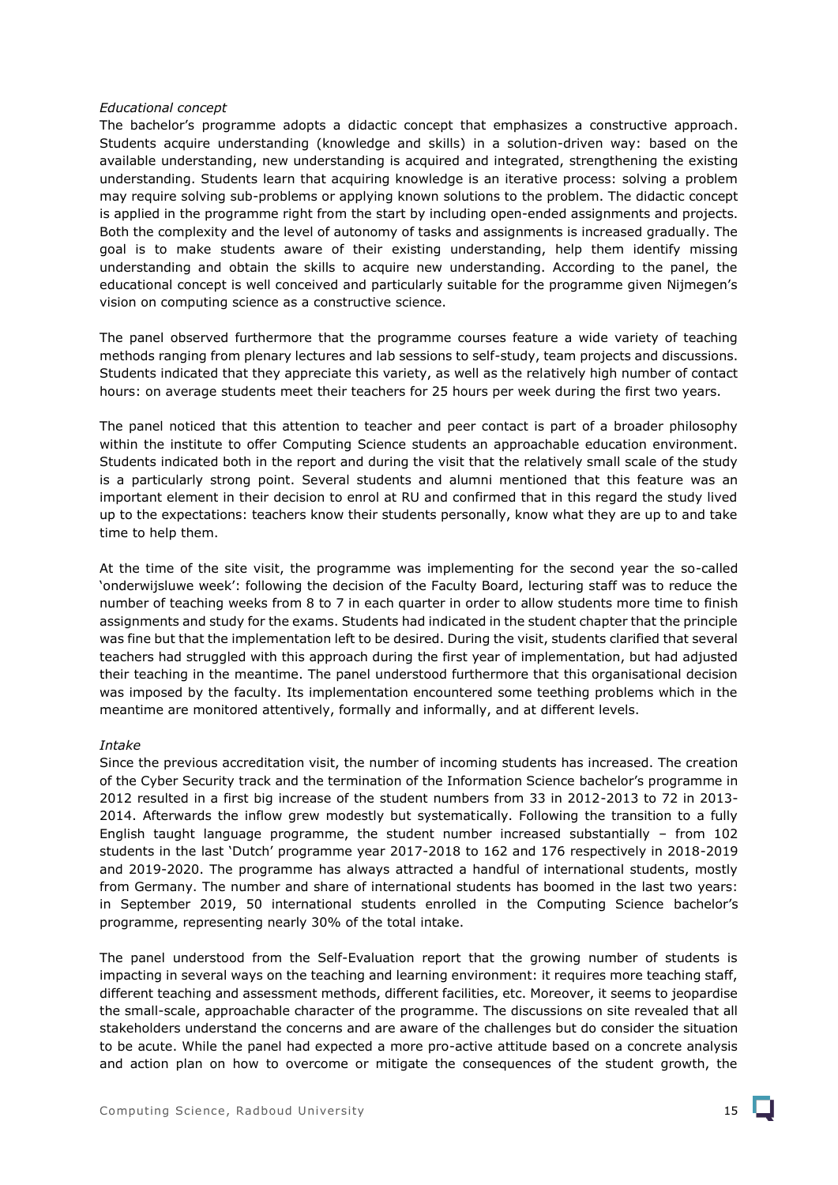*Educational concept*

The bachelor's programme adopts a didactic concept that emphasizes a constructive approach. Students acquire understanding (knowledge and skills) in a solution-driven way: based on the available understanding, new understanding is acquired and integrated, strengthening the existing understanding. Students learn that acquiring knowledge is an iterative process: solving a problem may require solving sub-problems or applying known solutions to the problem. The didactic concept is applied in the programme right from the start by including open-ended assignments and projects. Both the complexity and the level of autonomy of tasks and assignments is increased gradually. The goal is to make students aware of their existing understanding, help them identify missing understanding and obtain the skills to acquire new understanding. According to the panel, the educational concept is well conceived and particularly suitable for the programme given Nijmegen's vision on computing science as a constructive science.

The panel observed furthermore that the programme courses feature a wide variety of teaching methods ranging from plenary lectures and lab sessions to self-study, team projects and discussions. Students indicated that they appreciate this variety, as well as the relatively high number of contact hours: on average students meet their teachers for 25 hours per week during the first two years.

The panel noticed that this attention to teacher and peer contact is part of a broader philosophy within the institute to offer Computing Science students an approachable education environment. Students indicated both in the report and during the visit that the relatively small scale of the study is a particularly strong point. Several students and alumni mentioned that this feature was an important element in their decision to enrol at RU and confirmed that in this regard the study lived up to the expectations: teachers know their students personally, know what they are up to and take time to help them.

At the time of the site visit, the programme was implementing for the second year the so-called 'onderwijsluwe week': following the decision of the Faculty Board, lecturing staff was to reduce the number of teaching weeks from 8 to 7 in each quarter in order to allow students more time to finish assignments and study for the exams. Students had indicated in the student chapter that the principle was fine but that the implementation left to be desired. During the visit, students clarified that several teachers had struggled with this approach during the first year of implementation, but had adjusted their teaching in the meantime. The panel understood furthermore that this organisational decision was imposed by the faculty. Its implementation encountered some teething problems which in the meantime are monitored attentively, formally and informally, and at different levels.

*Intake*

Since the previous accreditation visit, the number of incoming students has increased. The creation of the Cyber Security track and the termination of the Information Science bachelor's programme in 2012 resulted in a first big increase of the student numbers from 33 in 2012-2013 to 72 in 2013-2014. Afterwards the inflow grew modestly but systematically. Following the transition to a fully English taught language programme, the student number increased substantially – from 102 students in the last 'Dutch' programme year 2017-2018 to 162 and 176 respectively in 2018-2019 and 2019-2020. The programme has always attracted a handful of international students, mostly from Germany. The number and share of international students has boomed in the last two years: in September 2019, 50 international students enrolled in the Computing Science bachelor's programme, representing nearly 30% of the total intake.

The panel understood from the Self-Evaluation report that the growing number of students is impacting in several ways on the teaching and learning environment: it requires more teaching staff, different teaching and assessment methods, different facilities, etc. Moreover, it seems to jeopardise the small-scale, approachable character of the programme. The discussions on site revealed that all stakeholders understand the concerns and are aware of the challenges but do consider the situation to be acute. While the panel had expected a more pro-active attitude based on a concrete analysis and action plan on how to overcome or mitigate the consequences of the student growth, the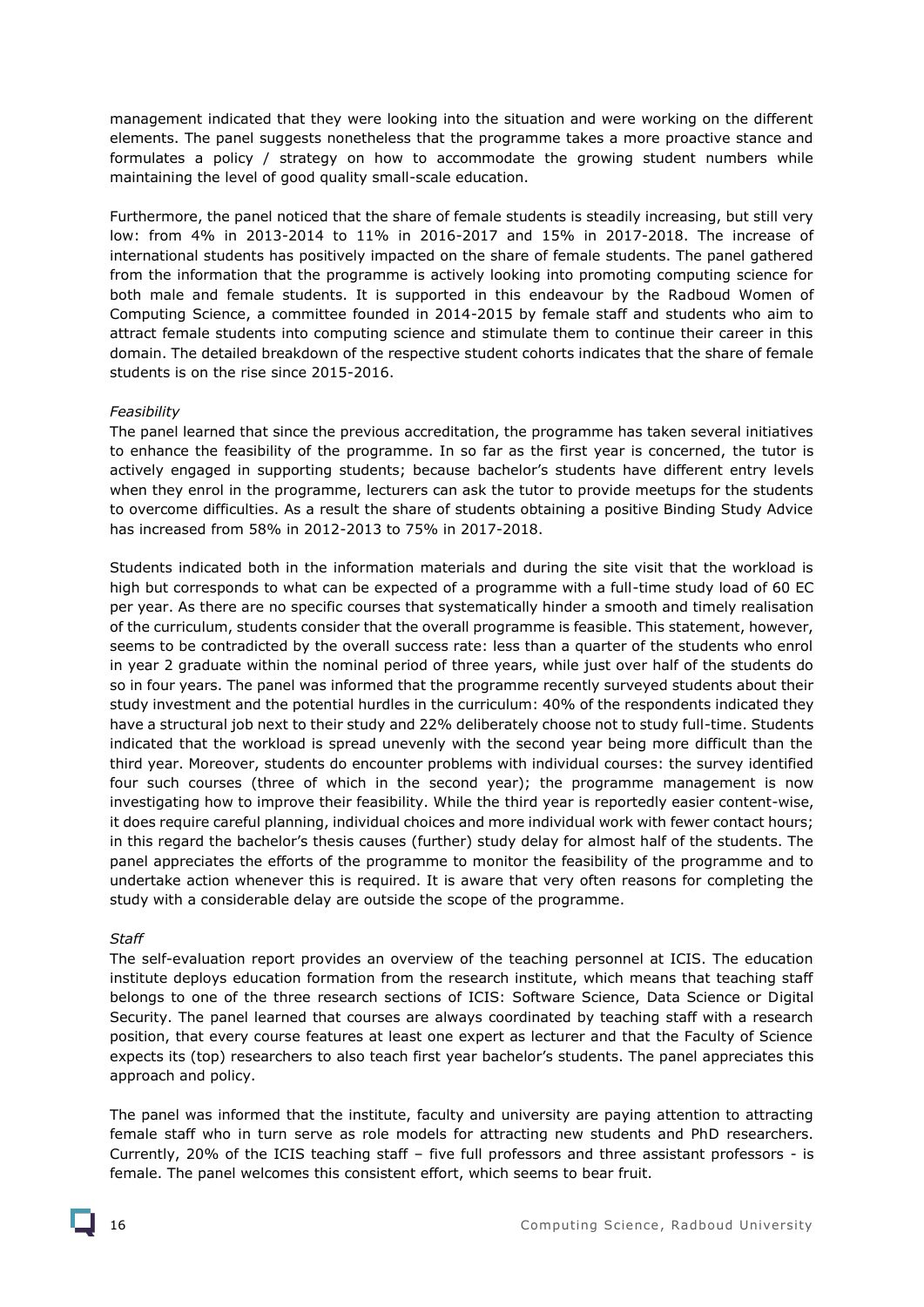management indicated that they were looking into the situation and were working on the different elements. The panel suggests nonetheless that the programme takes a more proactive stance and formulates a policy / strategy on how to accommodate the growing student numbers while maintaining the level of good quality small-scale education.

Furthermore, the panel noticed that the share of female students is steadily increasing, but still very low: from 4% in 2013-2014 to 11% in 2016-2017 and 15% in 2017-2018. The increase of international students has positively impacted on the share of female students. The panel gathered from the information that the programme is actively looking into promoting computing science for both male and female students. It is supported in this endeavour by the Radboud Women of Computing Science, a committee founded in 2014-2015 by female staff and students who aim to attract female students into computing science and stimulate them to continue their career in this domain. The detailed breakdown of the respective student cohorts indicates that the share of female students is on the rise since 2015-2016.

*Feasibility*

The panel learned that since the previous accreditation, the programme has taken several initiatives to enhance the feasibility of the programme. In so far as the first year is concerned, the tutor is actively engaged in supporting students; because bachelor's students have different entry levels when they enrol in the programme, lecturers can ask the tutor to provide meetups for the students to overcome difficulties. As a result the share of students obtaining a positive Binding Study Advice has increased from 58% in 2012-2013 to 75% in 2017-2018.

Students indicated both in the information materials and during the site visit that the workload is high but corresponds to what can be expected of a programme with a full-time study load of 60 EC per year. As there are no specific courses that systematically hinder a smooth and timely realisation of the curriculum, students consider that the overall programme is feasible. This statement, however, seems to be contradicted by the overall success rate: less than a quarter of the students who enrol in year 2 graduate within the nominal period of three years, while just over half of the students do so in four years. The panel was informed that the programme recently surveyed students about their study investment and the potential hurdles in the curriculum: 40% of the respondents indicated they have a structural job next to their study and 22% deliberately choose not to study full-time. Students indicated that the workload is spread unevenly with the second year being more difficult than the third year. Moreover, students do encounter problems with individual courses: the survey identified four such courses (three of which in the second year); the programme management is now investigating how to improve their feasibility. While the third year is reportedly easier content-wise, it does require careful planning, individual choices and more individual work with fewer contact hours; in this regard the bachelor's thesis causes (further) study delay for almost half of the students. The panel appreciates the efforts of the programme to monitor the feasibility of the programme and to undertake action whenever this is required. It is aware that very often reasons for completing the study with a considerable delay are outside the scope of the programme.

*Staff*

The self-evaluation report provides an overview of the teaching personnel at ICIS. The education institute deploys education formation from the research institute, which means that teaching staff belongs to one of the three research sections of ICIS: Software Science, Data Science or Digital Security. The panel learned that courses are always coordinated by teaching staff with a research position, that every course features at least one expert as lecturer and that the Faculty of Science expects its (top) researchers to also teach first year bachelor's students. The panel appreciates this approach and policy.

The panel was informed that the institute, faculty and university are paying attention to attracting female staff who in turn serve as role models for attracting new students and PhD researchers. Currently, 20% of the ICIS teaching staff – five full professors and three assistant professors - is female. The panel welcomes this consistent effort, which seems to bear fruit.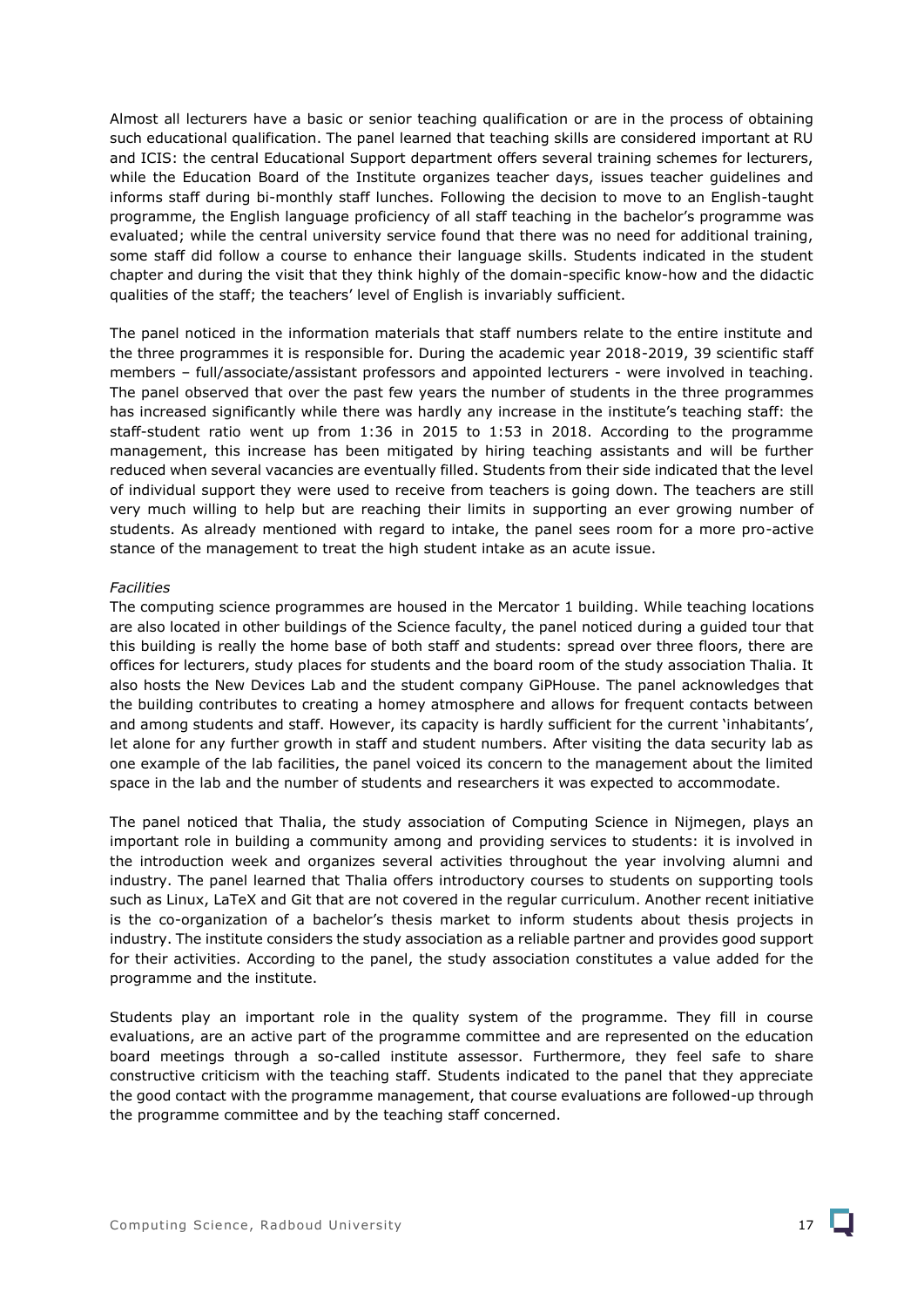Almost all lecturers have a basic or senior teaching qualification or are in the process of obtaining such educational qualification. The panel learned that teaching skills are considered important at RU and ICIS: the central Educational Support department offers several training schemes for lecturers, while the Education Board of the Institute organizes teacher days, issues teacher guidelines and informs staff during bi-monthly staff lunches. Following the decision to move to an English-taught programme, the English language proficiency of all staff teaching in the bachelor's programme was evaluated; while the central university service found that there was no need for additional training, some staff did follow a course to enhance their language skills. Students indicated in the student chapter and during the visit that they think highly of the domain-specific know-how and the didactic qualities of the staff; the teachers' level of English is invariably sufficient.

The panel noticed in the information materials that staff numbers relate to the entire institute and the three programmes it is responsible for. During the academic year 2018-2019, 39 scientific staff members – full/associate/assistant professors and appointed lecturers - were involved in teaching. The panel observed that over the past few years the number of students in the three programmes has increased significantly while there was hardly any increase in the institute's teaching staff: the staff-student ratio went up from 1:36 in 2015 to 1:53 in 2018. According to the programme management, this increase has been mitigated by hiring teaching assistants and will be further reduced when several vacancies are eventually filled. Students from their side indicated that the level of individual support they were used to receive from teachers is going down. The teachers are still very much willing to help but are reaching their limits in supporting an ever growing number of students. As already mentioned with regard to intake, the panel sees room for a more pro-active stance of the management to treat the high student intake as an acute issue.

*Facilities*

The computing science programmes are housed in the Mercator 1 building. While teaching locations are also located in other buildings of the Science faculty, the panel noticed during a guided tour that this building is really the home base of both staff and students: spread over three floors, there are offices for lecturers, study places for students and the board room of the study association Thalia. It also hosts the New Devices Lab and the student company GiPHouse. The panel acknowledges that the building contributes to creating a homey atmosphere and allows for frequent contacts between and among students and staff. However, its capacity is hardly sufficient for the current 'inhabitants', let alone for any further growth in staff and student numbers. After visiting the data security lab as one example of the lab facilities, the panel voiced its concern to the management about the limited space in the lab and the number of students and researchers it was expected to accommodate.

The panel noticed that Thalia, the study association of Computing Science in Nijmegen, plays an important role in building a community among and providing services to students: it is involved in the introduction week and organizes several activities throughout the year involving alumni and industry. The panel learned that Thalia offers introductory courses to students on supporting tools such as Linux, LaTeX and Git that are not covered in the regular curriculum. Another recent initiative is the co-organization of a bachelor's thesis market to inform students about thesis projects in industry. The institute considers the study association as a reliable partner and provides good support for their activities. According to the panel, the study association constitutes a value added for the programme and the institute.

Students play an important role in the quality system of the programme. They fill in course evaluations, are an active part of the programme committee and are represented on the education board meetings through a so-called institute assessor. Furthermore, they feel safe to share constructive criticism with the teaching staff. Students indicated to the panel that they appreciate the good contact with the programme management, that course evaluations are followed-up through the programme committee and by the teaching staff concerned.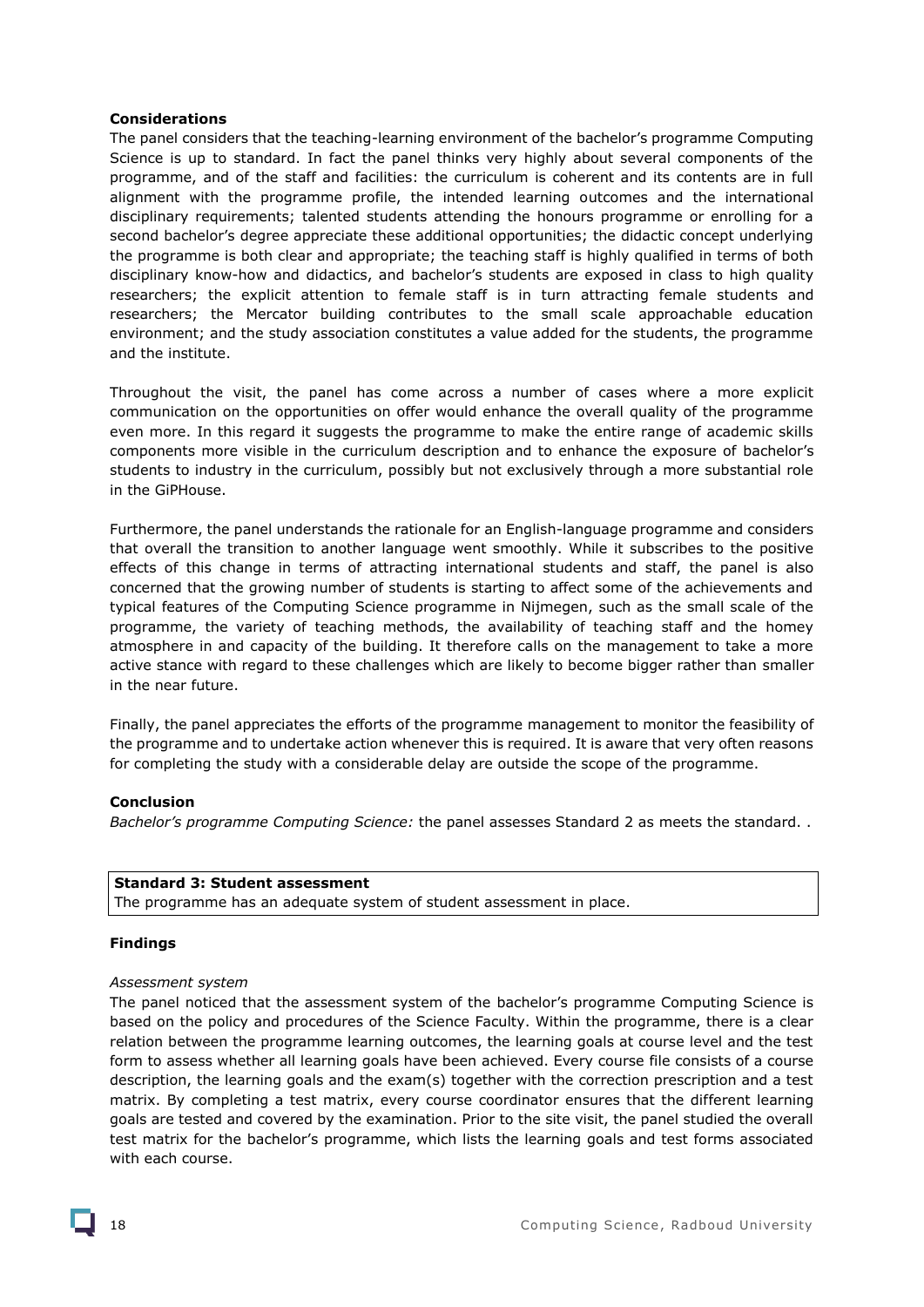**Considerations**

The panel considers that the teaching-learning environment of the bachelor's programme Computing Science is up to standard. In fact the panel thinks very highly about several components of the programme, and of the staff and facilities: the curriculum is coherent and its contents are in full alignment with the programme profile, the intended learning outcomes and the international disciplinary requirements; talented students attending the honours programme or enrolling for a second bachelor's degree appreciate these additional opportunities; the didactic concept underlying the programme is both clear and appropriate; the teaching staff is highly qualified in terms of both disciplinary know-how and didactics, and bachelor's students are exposed in class to high quality researchers; the explicit attention to female staff is in turn attracting female students and researchers; the Mercator building contributes to the small scale approachable education environment; and the study association constitutes a value added for the students, the programme and the institute.

Throughout the visit, the panel has come across a number of cases where a more explicit communication on the opportunities on offer would enhance the overall quality of the programme even more. In this regard it suggests the programme to make the entire range of academic skills components more visible in the curriculum description and to enhance the exposure of bachelor's students to industry in the curriculum, possibly but not exclusively through a more substantial role in the GiPHouse.

Furthermore, the panel understands the rationale for an English-language programme and considers that overall the transition to another language went smoothly. While it subscribes to the positive effects of this change in terms of attracting international students and staff, the panel is also concerned that the growing number of students is starting to affect some of the achievements and typical features of the Computing Science programme in Nijmegen, such as the small scale of the programme, the variety of teaching methods, the availability of teaching staff and the homey atmosphere in and capacity of the building. It therefore calls on the management to take a more active stance with regard to these challenges which are likely to become bigger rather than smaller in the near future.

Finally, the panel appreciates the efforts of the programme management to monitor the feasibility of the programme and to undertake action whenever this is required. It is aware that very often reasons for completing the study with a considerable delay are outside the scope of the programme.

**Conclusion**

*Bachelor's programme Computing Science:* the panel assesses Standard 2 as meets the standard. .

| **Standard 3: Student assessment** |
| --- |
| The programme has an adequate system of student assessment in place. |

**Findings**

*Assessment system*

The panel noticed that the assessment system of the bachelor's programme Computing Science is based on the policy and procedures of the Science Faculty. Within the programme, there is a clear relation between the programme learning outcomes, the learning goals at course level and the test form to assess whether all learning goals have been achieved. Every course file consists of a course description, the learning goals and the exam(s) together with the correction prescription and a test matrix. By completing a test matrix, every course coordinator ensures that the different learning goals are tested and covered by the examination. Prior to the site visit, the panel studied the overall test matrix for the bachelor's programme, which lists the learning goals and test forms associated with each course.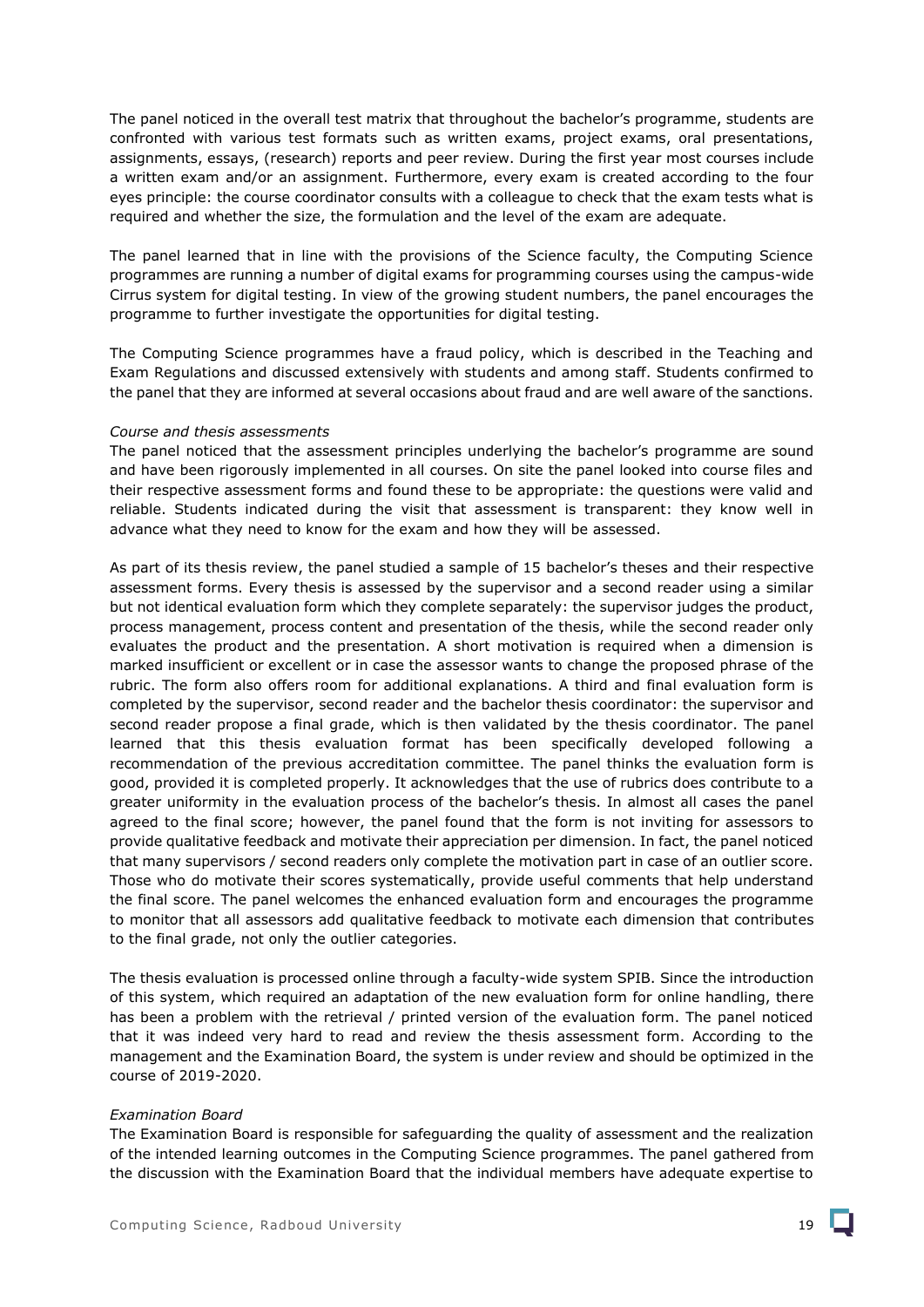The panel noticed in the overall test matrix that throughout the bachelor's programme, students are confronted with various test formats such as written exams, project exams, oral presentations, assignments, essays, (research) reports and peer review. During the first year most courses include a written exam and/or an assignment. Furthermore, every exam is created according to the four eyes principle: the course coordinator consults with a colleague to check that the exam tests what is required and whether the size, the formulation and the level of the exam are adequate.

The panel learned that in line with the provisions of the Science faculty, the Computing Science programmes are running a number of digital exams for programming courses using the campus-wide Cirrus system for digital testing. In view of the growing student numbers, the panel encourages the programme to further investigate the opportunities for digital testing.

The Computing Science programmes have a fraud policy, which is described in the Teaching and Exam Regulations and discussed extensively with students and among staff. Students confirmed to the panel that they are informed at several occasions about fraud and are well aware of the sanctions.

*Course and thesis assessments*

The panel noticed that the assessment principles underlying the bachelor's programme are sound and have been rigorously implemented in all courses. On site the panel looked into course files and their respective assessment forms and found these to be appropriate: the questions were valid and reliable. Students indicated during the visit that assessment is transparent: they know well in advance what they need to know for the exam and how they will be assessed.

As part of its thesis review, the panel studied a sample of 15 bachelor's theses and their respective assessment forms. Every thesis is assessed by the supervisor and a second reader using a similar but not identical evaluation form which they complete separately: the supervisor judges the product, process management, process content and presentation of the thesis, while the second reader only evaluates the product and the presentation. A short motivation is required when a dimension is marked insufficient or excellent or in case the assessor wants to change the proposed phrase of the rubric. The form also offers room for additional explanations. A third and final evaluation form is completed by the supervisor, second reader and the bachelor thesis coordinator: the supervisor and second reader propose a final grade, which is then validated by the thesis coordinator. The panel learned that this thesis evaluation format has been specifically developed following a recommendation of the previous accreditation committee. The panel thinks the evaluation form is good, provided it is completed properly. It acknowledges that the use of rubrics does contribute to a greater uniformity in the evaluation process of the bachelor's thesis. In almost all cases the panel agreed to the final score; however, the panel found that the form is not inviting for assessors to provide qualitative feedback and motivate their appreciation per dimension. In fact, the panel noticed that many supervisors / second readers only complete the motivation part in case of an outlier score. Those who do motivate their scores systematically, provide useful comments that help understand the final score. The panel welcomes the enhanced evaluation form and encourages the programme to monitor that all assessors add qualitative feedback to motivate each dimension that contributes to the final grade, not only the outlier categories.

The thesis evaluation is processed online through a faculty-wide system SPIB. Since the introduction of this system, which required an adaptation of the new evaluation form for online handling, there has been a problem with the retrieval / printed version of the evaluation form. The panel noticed that it was indeed very hard to read and review the thesis assessment form. According to the management and the Examination Board, the system is under review and should be optimized in the course of 2019-2020.

*Examination Board*

The Examination Board is responsible for safeguarding the quality of assessment and the realization of the intended learning outcomes in the Computing Science programmes. The panel gathered from the discussion with the Examination Board that the individual members have adequate expertise to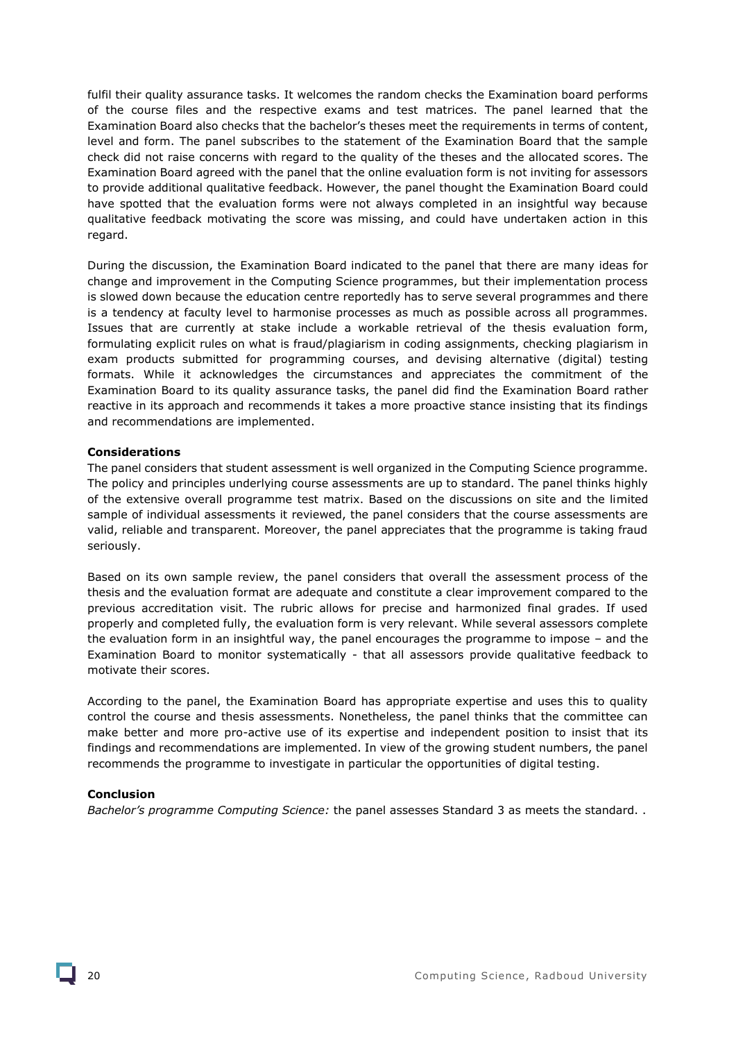fulfil their quality assurance tasks. It welcomes the random checks the Examination board performs of the course files and the respective exams and test matrices. The panel learned that the Examination Board also checks that the bachelor's theses meet the requirements in terms of content, level and form. The panel subscribes to the statement of the Examination Board that the sample check did not raise concerns with regard to the quality of the theses and the allocated scores. The Examination Board agreed with the panel that the online evaluation form is not inviting for assessors to provide additional qualitative feedback. However, the panel thought the Examination Board could have spotted that the evaluation forms were not always completed in an insightful way because qualitative feedback motivating the score was missing, and could have undertaken action in this regard.

During the discussion, the Examination Board indicated to the panel that there are many ideas for change and improvement in the Computing Science programmes, but their implementation process is slowed down because the education centre reportedly has to serve several programmes and there is a tendency at faculty level to harmonise processes as much as possible across all programmes. Issues that are currently at stake include a workable retrieval of the thesis evaluation form, formulating explicit rules on what is fraud/plagiarism in coding assignments, checking plagiarism in exam products submitted for programming courses, and devising alternative (digital) testing formats. While it acknowledges the circumstances and appreciates the commitment of the Examination Board to its quality assurance tasks, the panel did find the Examination Board rather reactive in its approach and recommends it takes a more proactive stance insisting that its findings and recommendations are implemented.

**Considerations**

The panel considers that student assessment is well organized in the Computing Science programme. The policy and principles underlying course assessments are up to standard. The panel thinks highly of the extensive overall programme test matrix. Based on the discussions on site and the limited sample of individual assessments it reviewed, the panel considers that the course assessments are valid, reliable and transparent. Moreover, the panel appreciates that the programme is taking fraud seriously.

Based on its own sample review, the panel considers that overall the assessment process of the thesis and the evaluation format are adequate and constitute a clear improvement compared to the previous accreditation visit. The rubric allows for precise and harmonized final grades. If used properly and completed fully, the evaluation form is very relevant. While several assessors complete the evaluation form in an insightful way, the panel encourages the programme to impose – and the Examination Board to monitor systematically - that all assessors provide qualitative feedback to motivate their scores.

According to the panel, the Examination Board has appropriate expertise and uses this to quality control the course and thesis assessments. Nonetheless, the panel thinks that the committee can make better and more pro-active use of its expertise and independent position to insist that its findings and recommendations are implemented. In view of the growing student numbers, the panel recommends the programme to investigate in particular the opportunities of digital testing.

**Conclusion**

*Bachelor's programme Computing Science:* the panel assesses Standard 3 as meets the standard. .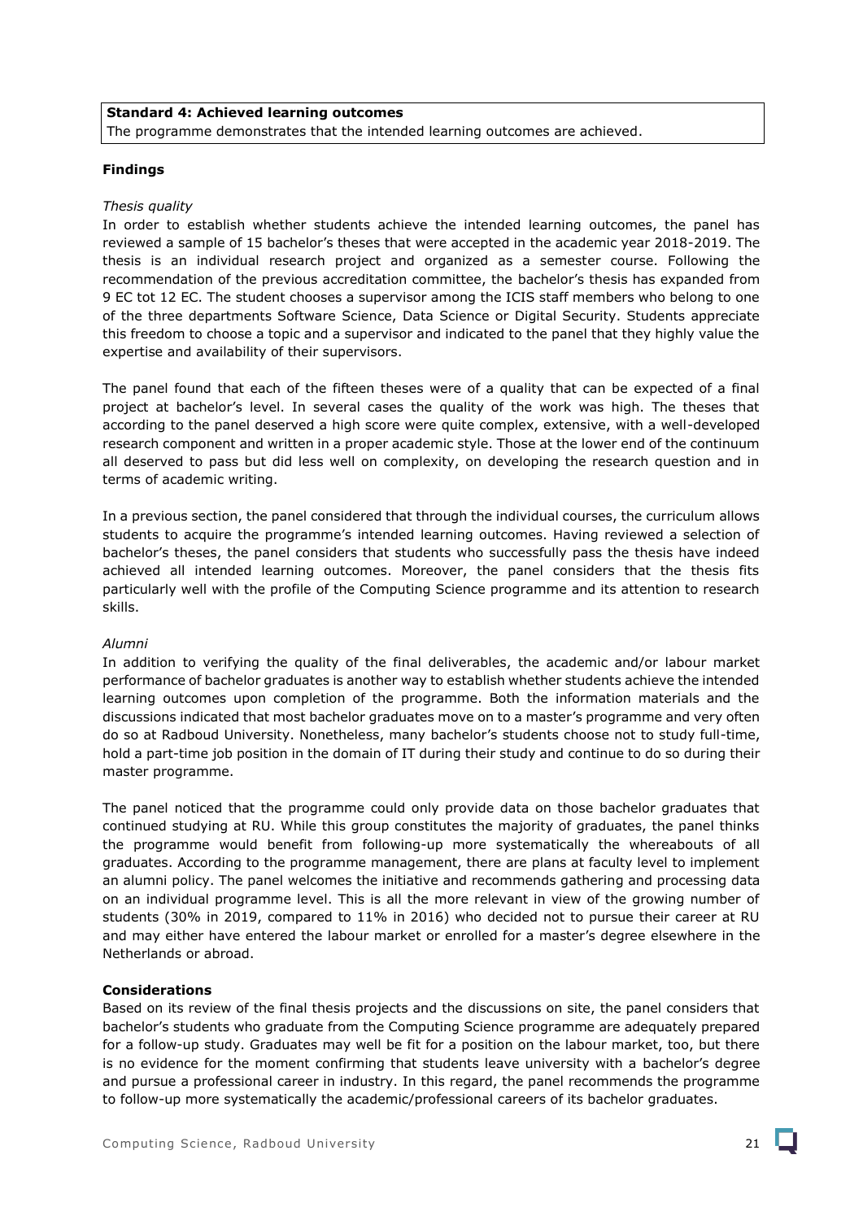**Standard 4: Achieved learning outcomes**
The programme demonstrates that the intended learning outcomes are achieved.

**Findings**

*Thesis quality*

In order to establish whether students achieve the intended learning outcomes, the panel has reviewed a sample of 15 bachelor's theses that were accepted in the academic year 2018-2019. The thesis is an individual research project and organized as a semester course. Following the recommendation of the previous accreditation committee, the bachelor's thesis has expanded from 9 EC tot 12 EC. The student chooses a supervisor among the ICIS staff members who belong to one of the three departments Software Science, Data Science or Digital Security. Students appreciate this freedom to choose a topic and a supervisor and indicated to the panel that they highly value the expertise and availability of their supervisors.

The panel found that each of the fifteen theses were of a quality that can be expected of a final project at bachelor's level. In several cases the quality of the work was high. The theses that according to the panel deserved a high score were quite complex, extensive, with a well-developed research component and written in a proper academic style. Those at the lower end of the continuum all deserved to pass but did less well on complexity, on developing the research question and in terms of academic writing.

In a previous section, the panel considered that through the individual courses, the curriculum allows students to acquire the programme's intended learning outcomes. Having reviewed a selection of bachelor's theses, the panel considers that students who successfully pass the thesis have indeed achieved all intended learning outcomes. Moreover, the panel considers that the thesis fits particularly well with the profile of the Computing Science programme and its attention to research skills.

*Alumni*

In addition to verifying the quality of the final deliverables, the academic and/or labour market performance of bachelor graduates is another way to establish whether students achieve the intended learning outcomes upon completion of the programme. Both the information materials and the discussions indicated that most bachelor graduates move on to a master's programme and very often do so at Radboud University. Nonetheless, many bachelor's students choose not to study full-time, hold a part-time job position in the domain of IT during their study and continue to do so during their master programme.

The panel noticed that the programme could only provide data on those bachelor graduates that continued studying at RU. While this group constitutes the majority of graduates, the panel thinks the programme would benefit from following-up more systematically the whereabouts of all graduates. According to the programme management, there are plans at faculty level to implement an alumni policy. The panel welcomes the initiative and recommends gathering and processing data on an individual programme level. This is all the more relevant in view of the growing number of students (30% in 2019, compared to 11% in 2016) who decided not to pursue their career at RU and may either have entered the labour market or enrolled for a master's degree elsewhere in the Netherlands or abroad.

**Considerations**

Based on its review of the final thesis projects and the discussions on site, the panel considers that bachelor's students who graduate from the Computing Science programme are adequately prepared for a follow-up study. Graduates may well be fit for a position on the labour market, too, but there is no evidence for the moment confirming that students leave university with a bachelor's degree and pursue a professional career in industry. In this regard, the panel recommends the programme to follow-up more systematically the academic/professional careers of its bachelor graduates.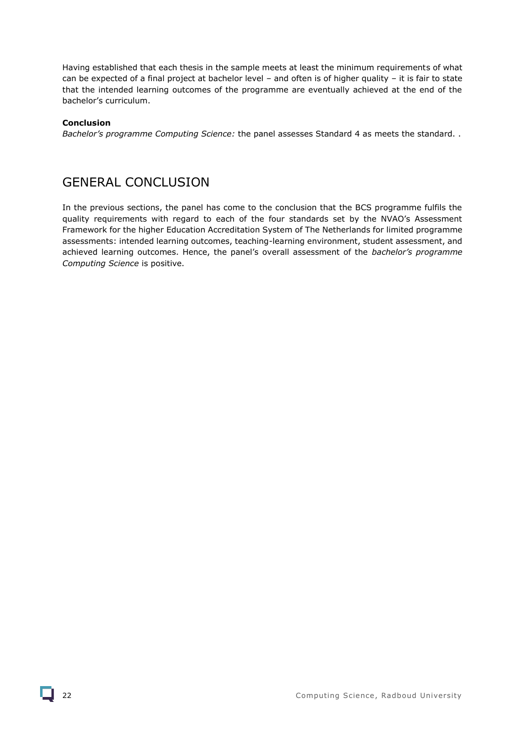Having established that each thesis in the sample meets at least the minimum requirements of what can be expected of a final project at bachelor level – and often is of higher quality – it is fair to state that the intended learning outcomes of the programme are eventually achieved at the end of the bachelor's curriculum.

**Conclusion**

*Bachelor's programme Computing Science:* the panel assesses Standard 4 as meets the standard. .

## GENERAL CONCLUSION

In the previous sections, the panel has come to the conclusion that the BCS programme fulfils the quality requirements with regard to each of the four standards set by the NVAO's Assessment Framework for the higher Education Accreditation System of The Netherlands for limited programme assessments: intended learning outcomes, teaching-learning environment, student assessment, and achieved learning outcomes. Hence, the panel's overall assessment of the *bachelor's programme Computing Science* is positive.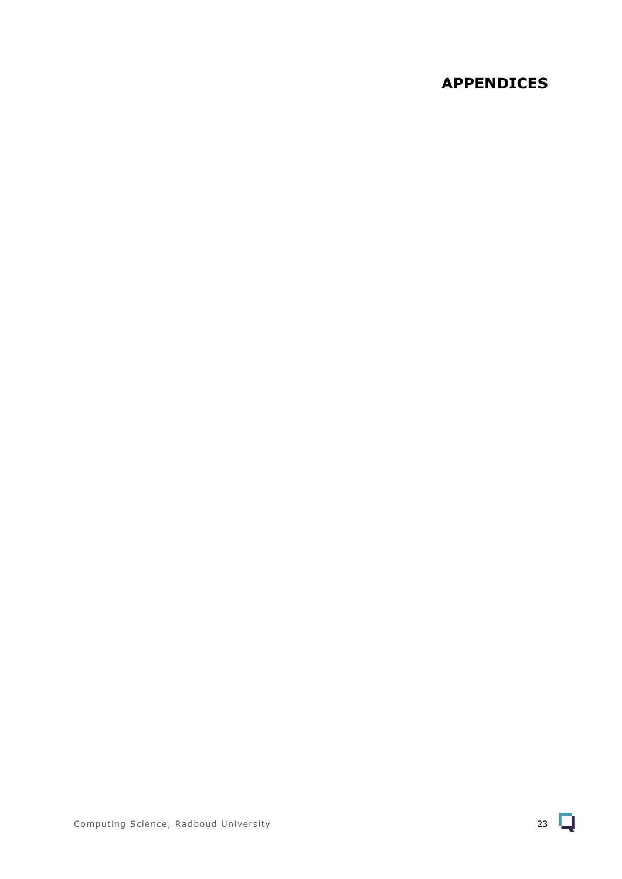# APPENDICES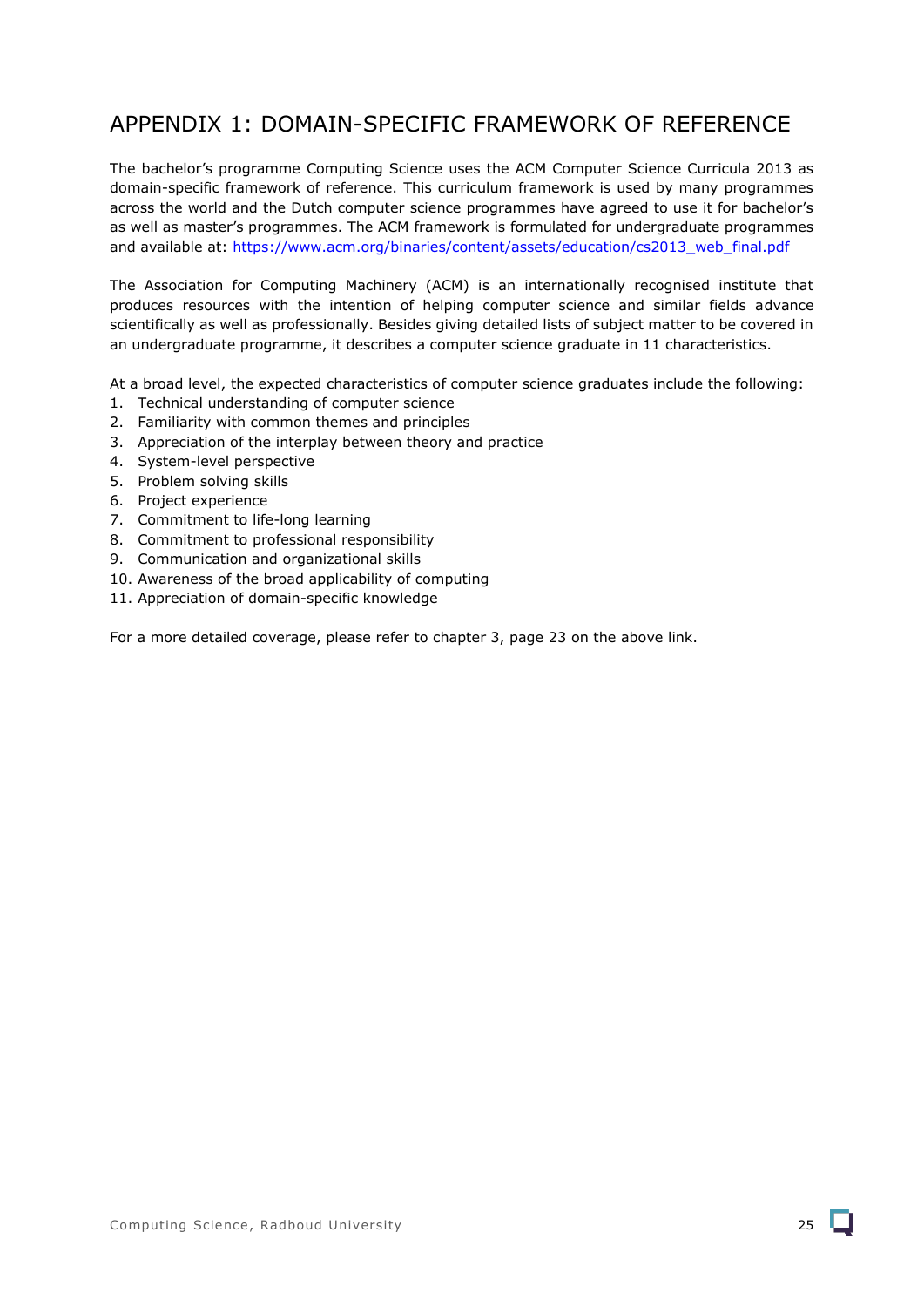# APPENDIX 1: DOMAIN-SPECIFIC FRAMEWORK OF REFERENCE

The bachelor's programme Computing Science uses the ACM Computer Science Curricula 2013 as domain-specific framework of reference. This curriculum framework is used by many programmes across the world and the Dutch computer science programmes have agreed to use it for bachelor's as well as master's programmes. The ACM framework is formulated for undergraduate programmes and available at: [https://www.acm.org/binaries/content/assets/education/cs2013_web_final.pdf](https://www.acm.org/binaries/content/assets/education/cs2013_web_final.pdf)

The Association for Computing Machinery (ACM) is an internationally recognised institute that produces resources with the intention of helping computer science and similar fields advance scientifically as well as professionally. Besides giving detailed lists of subject matter to be covered in an undergraduate programme, it describes a computer science graduate in 11 characteristics.

At a broad level, the expected characteristics of computer science graduates include the following:

1. Technical understanding of computer science
2. Familiarity with common themes and principles
3. Appreciation of the interplay between theory and practice
4. System-level perspective
5. Problem solving skills
6. Project experience
7. Commitment to life-long learning
8. Commitment to professional responsibility
9. Communication and organizational skills
10. Awareness of the broad applicability of computing
11. Appreciation of domain-specific knowledge

For a more detailed coverage, please refer to chapter 3, page 23 on the above link.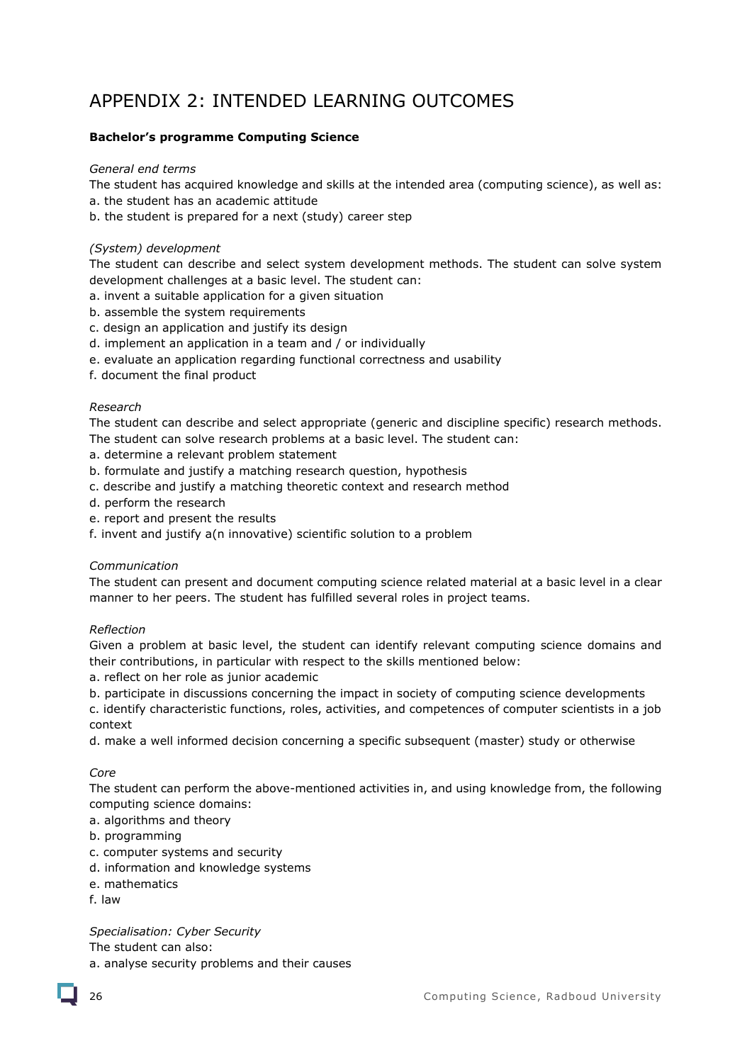# APPENDIX 2: INTENDED LEARNING OUTCOMES

**Bachelor's programme Computing Science**

*General end terms*

The student has acquired knowledge and skills at the intended area (computing science), as well as:
a. the student has an academic attitude
b. the student is prepared for a next (study) career step

*(System) development*

The student can describe and select system development methods. The student can solve system development challenges at a basic level. The student can:
a. invent a suitable application for a given situation
b. assemble the system requirements
c. design an application and justify its design
d. implement an application in a team and / or individually
e. evaluate an application regarding functional correctness and usability
f. document the final product

*Research*

The student can describe and select appropriate (generic and discipline specific) research methods. The student can solve research problems at a basic level. The student can:
a. determine a relevant problem statement
b. formulate and justify a matching research question, hypothesis
c. describe and justify a matching theoretic context and research method
d. perform the research
e. report and present the results
f. invent and justify a(n innovative) scientific solution to a problem

*Communication*

The student can present and document computing science related material at a basic level in a clear manner to her peers. The student has fulfilled several roles in project teams.

*Reflection*

Given a problem at basic level, the student can identify relevant computing science domains and their contributions, in particular with respect to the skills mentioned below:
a. reflect on her role as junior academic
b. participate in discussions concerning the impact in society of computing science developments
c. identify characteristic functions, roles, activities, and competences of computer scientists in a job context
d. make a well informed decision concerning a specific subsequent (master) study or otherwise

*Core*

The student can perform the above-mentioned activities in, and using knowledge from, the following computing science domains:
a. algorithms and theory
b. programming
c. computer systems and security
d. information and knowledge systems
e. mathematics
f. law

*Specialisation: Cyber Security*

The student can also:
a. analyse security problems and their causes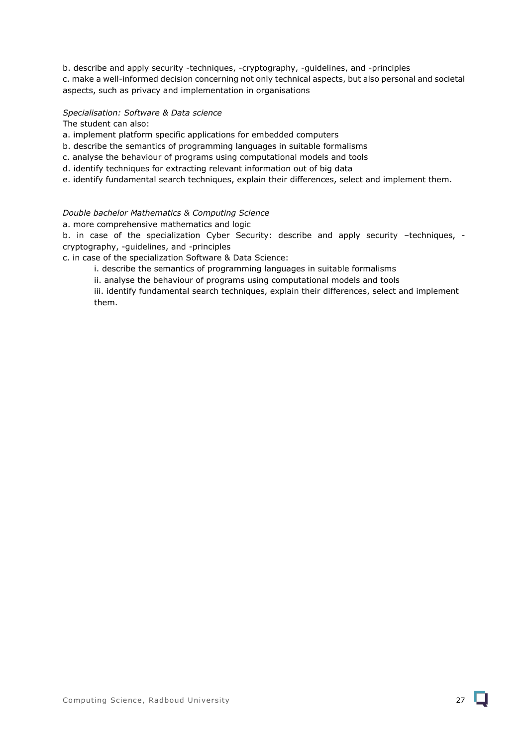b. describe and apply security -techniques, -cryptography, -guidelines, and -principles

c. make a well-informed decision concerning not only technical aspects, but also personal and societal aspects, such as privacy and implementation in organisations

*Specialisation: Software & Data science*

The student can also:

a. implement platform specific applications for embedded computers

b. describe the semantics of programming languages in suitable formalisms

c. analyse the behaviour of programs using computational models and tools

d. identify techniques for extracting relevant information out of big data

e. identify fundamental search techniques, explain their differences, select and implement them.

*Double bachelor Mathematics & Computing Science*

a. more comprehensive mathematics and logic

b. in case of the specialization Cyber Security: describe and apply security –techniques, -cryptography, -guidelines, and -principles

c. in case of the specialization Software & Data Science:

  i. describe the semantics of programming languages in suitable formalisms

  ii. analyse the behaviour of programs using computational models and tools

  iii. identify fundamental search techniques, explain their differences, select and implement them.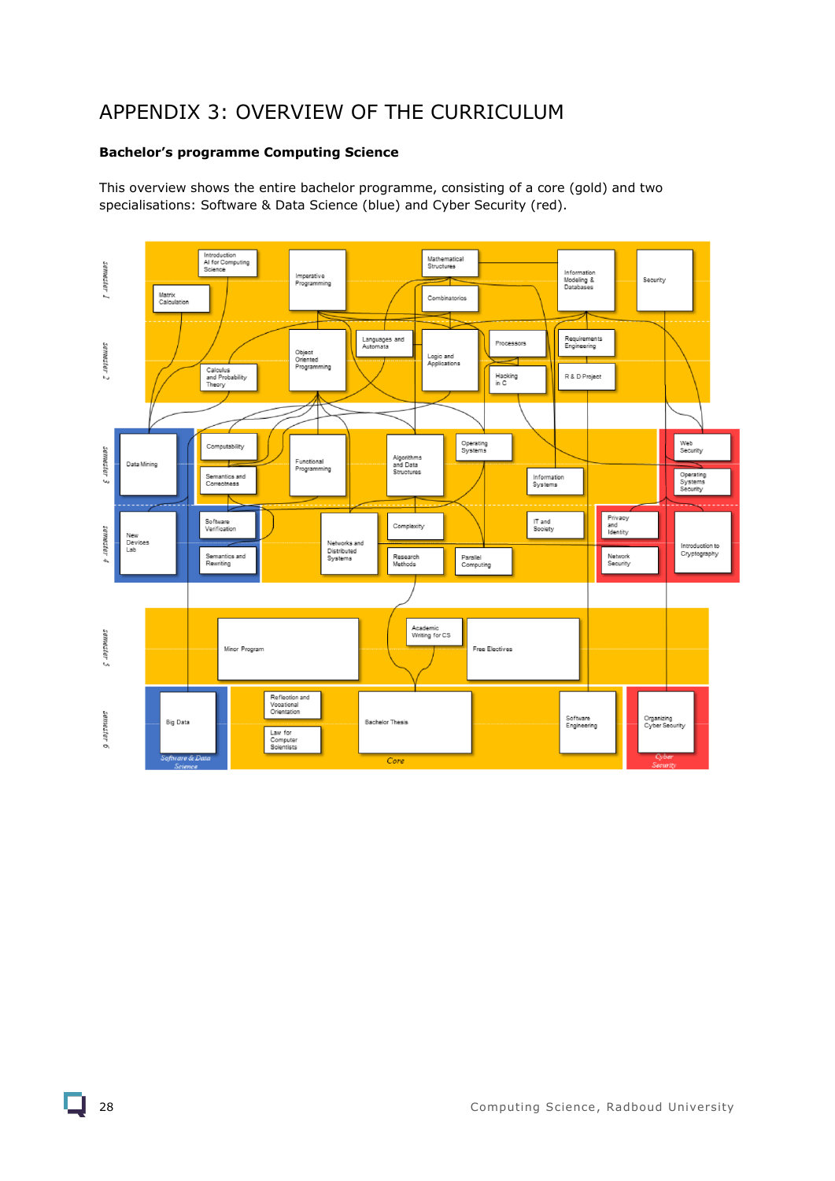# APPENDIX 3: OVERVIEW OF THE CURRICULUM

**Bachelor's programme Computing Science**

This overview shows the entire bachelor programme, consisting of a core (gold) and two specialisations: Software & Data Science (blue) and Cyber Security (red).

semester 1: Introduction AI for Computing Science; Matrix Calculation; Imperative Programming; Mathematical Structures; Combinatorics; Information Modeling & Databases; Security

semester 2: Calculus and Probability Theory; Object Oriented Programming; Languages and Automata; Logic and Applications; Processors; Hacking in C; Requirements Engineering; R & D Project

semester 3: Data Mining; Computability; Semantics and Correctness; Functional Programming; Algorithms and Data Structures; Operating Systems; Information Systems; Web Security; Operating Systems Security

semester 4: New Devices Lab; Software Verification; Semantics and Rewriting; Networks and Distributed Systems; Complexity; Research Methods; Parallel Computing; IT and Society; Privacy and Identity; Network Security; Introduction to Cryptography

semester 5: Minor Program; Academic Writing for CS; Free Electives

semester 6: Big Data; Reflection and Vocational Orientation; Law for Computer Scientists; Bachelor Thesis; Software Engineering; Organizing Cyber Security

Software & Data Science — Core — Cyber Security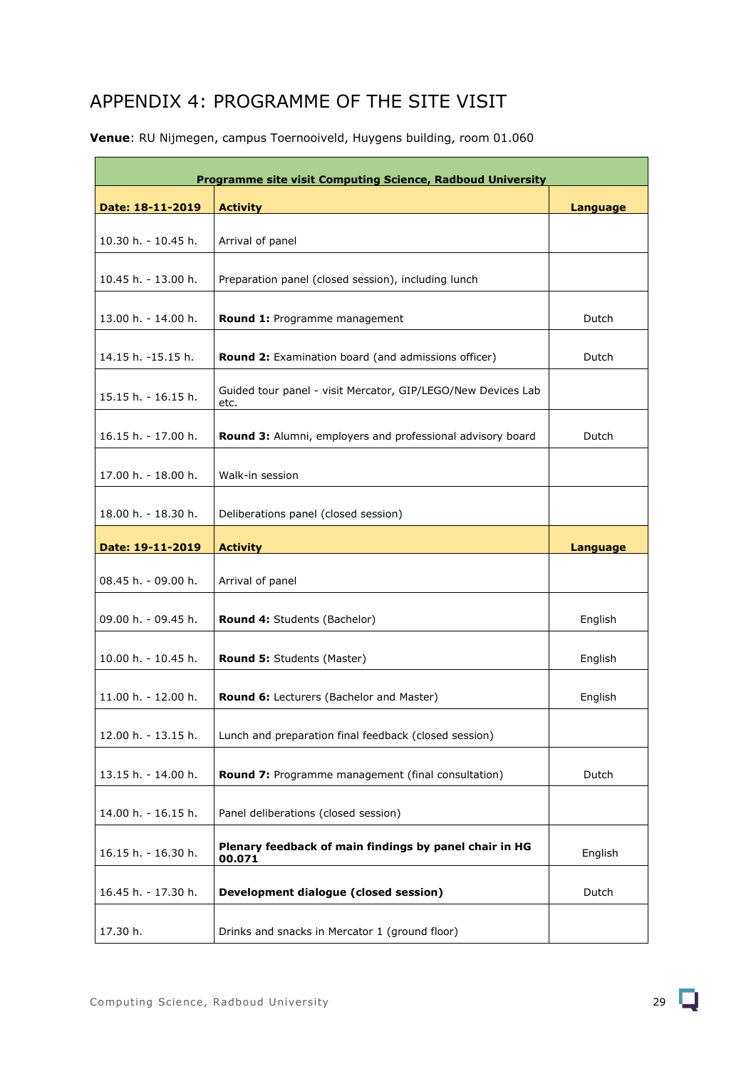# APPENDIX 4: PROGRAMME OF THE SITE VISIT

**Venue**: RU Nijmegen, campus Toernooiveld, Huygens building, room 01.060

| **Programme site visit Computing Science, Radboud University** | | |
|---|---|---|
| **Date: 18-11-2019** | **Activity** | **Language** |
| 10.30 h. - 10.45 h. | Arrival of panel | |
| 10.45 h. - 13.00 h. | Preparation panel (closed session), including lunch | |
| 13.00 h. - 14.00 h. | **Round 1:** Programme management | Dutch |
| 14.15 h. -15.15 h. | **Round 2:** Examination board (and admissions officer) | Dutch |
| 15.15 h. - 16.15 h. | Guided tour panel - visit Mercator, GIP/LEGO/New Devices Lab etc. | |
| 16.15 h. - 17.00 h. | **Round 3:** Alumni, employers and professional advisory board | Dutch |
| 17.00 h. - 18.00 h. | Walk-in session | |
| 18.00 h. - 18.30 h. | Deliberations panel (closed session) | |
| **Date: 19-11-2019** | **Activity** | **Language** |
| 08.45 h. - 09.00 h. | Arrival of panel | |
| 09.00 h. - 09.45 h. | **Round 4:** Students (Bachelor) | English |
| 10.00 h. - 10.45 h. | **Round 5:** Students (Master) | English |
| 11.00 h. - 12.00 h. | **Round 6:** Lecturers (Bachelor and Master) | English |
| 12.00 h. - 13.15 h. | Lunch and preparation final feedback (closed session) | |
| 13.15 h. - 14.00 h. | **Round 7:** Programme management (final consultation) | Dutch |
| 14.00 h. - 16.15 h. | Panel deliberations (closed session) | |
| 16.15 h. - 16.30 h. | **Plenary feedback of main findings by panel chair in HG 00.071** | English |
| 16.45 h. - 17.30 h. | **Development dialogue (closed session)** | Dutch |
| 17.30 h. | Drinks and snacks in Mercator 1 (ground floor) | |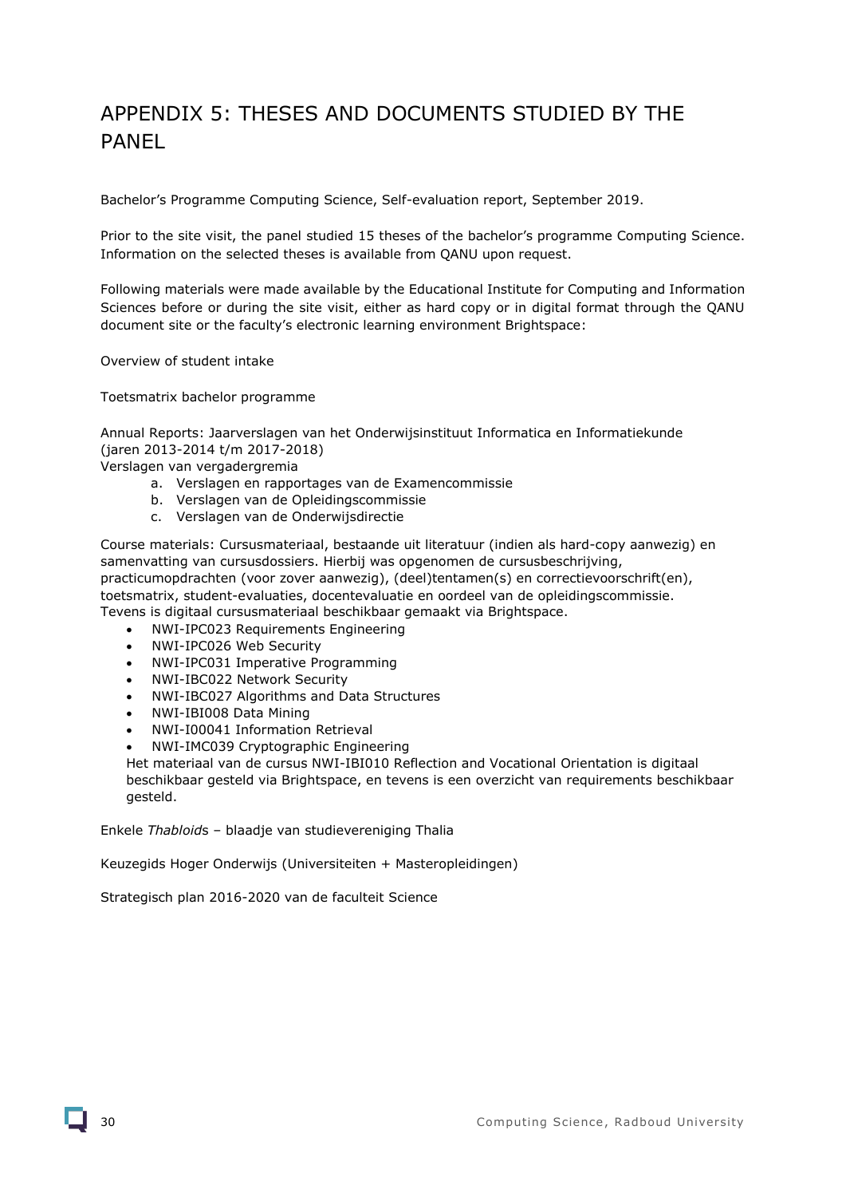# APPENDIX 5: THESES AND DOCUMENTS STUDIED BY THE PANEL

Bachelor's Programme Computing Science, Self-evaluation report, September 2019.

Prior to the site visit, the panel studied 15 theses of the bachelor's programme Computing Science. Information on the selected theses is available from QANU upon request.

Following materials were made available by the Educational Institute for Computing and Information Sciences before or during the site visit, either as hard copy or in digital format through the QANU document site or the faculty's electronic learning environment Brightspace:

Overview of student intake

Toetsmatrix bachelor programme

Annual Reports: Jaarverslagen van het Onderwijsinstituut Informatica en Informatiekunde (jaren 2013-2014 t/m 2017-2018)
Verslagen van vergadergremia

a. Verslagen en rapportages van de Examencommissie
b. Verslagen van de Opleidingscommissie
c. Verslagen van de Onderwijsdirectie

Course materials: Cursusmateriaal, bestaande uit literatuur (indien als hard-copy aanwezig) en samenvatting van cursusdossiers. Hierbij was opgenomen de cursusbeschrijving, practicumopdrachten (voor zover aanwezig), (deel)tentamen(s) en correctievoorschrift(en), toetsmatrix, student-evaluaties, docentevaluatie en oordeel van de opleidingscommissie. Tevens is digitaal cursusmateriaal beschikbaar gemaakt via Brightspace.

- NWI-IPC023 Requirements Engineering
- NWI-IPC026 Web Security
- NWI-IPC031 Imperative Programming
- NWI-IBC022 Network Security
- NWI-IBC027 Algorithms and Data Structures
- NWI-IBI008 Data Mining
- NWI-I00041 Information Retrieval
- NWI-IMC039 Cryptographic Engineering

Het materiaal van de cursus NWI-IBI010 Reflection and Vocational Orientation is digitaal beschikbaar gesteld via Brightspace, en tevens is een overzicht van requirements beschikbaar gesteld.

Enkele *Thabloid*s – blaadje van studievereniging Thalia

Keuzegids Hoger Onderwijs (Universiteiten + Masteropleidingen)

Strategisch plan 2016-2020 van de faculteit Science